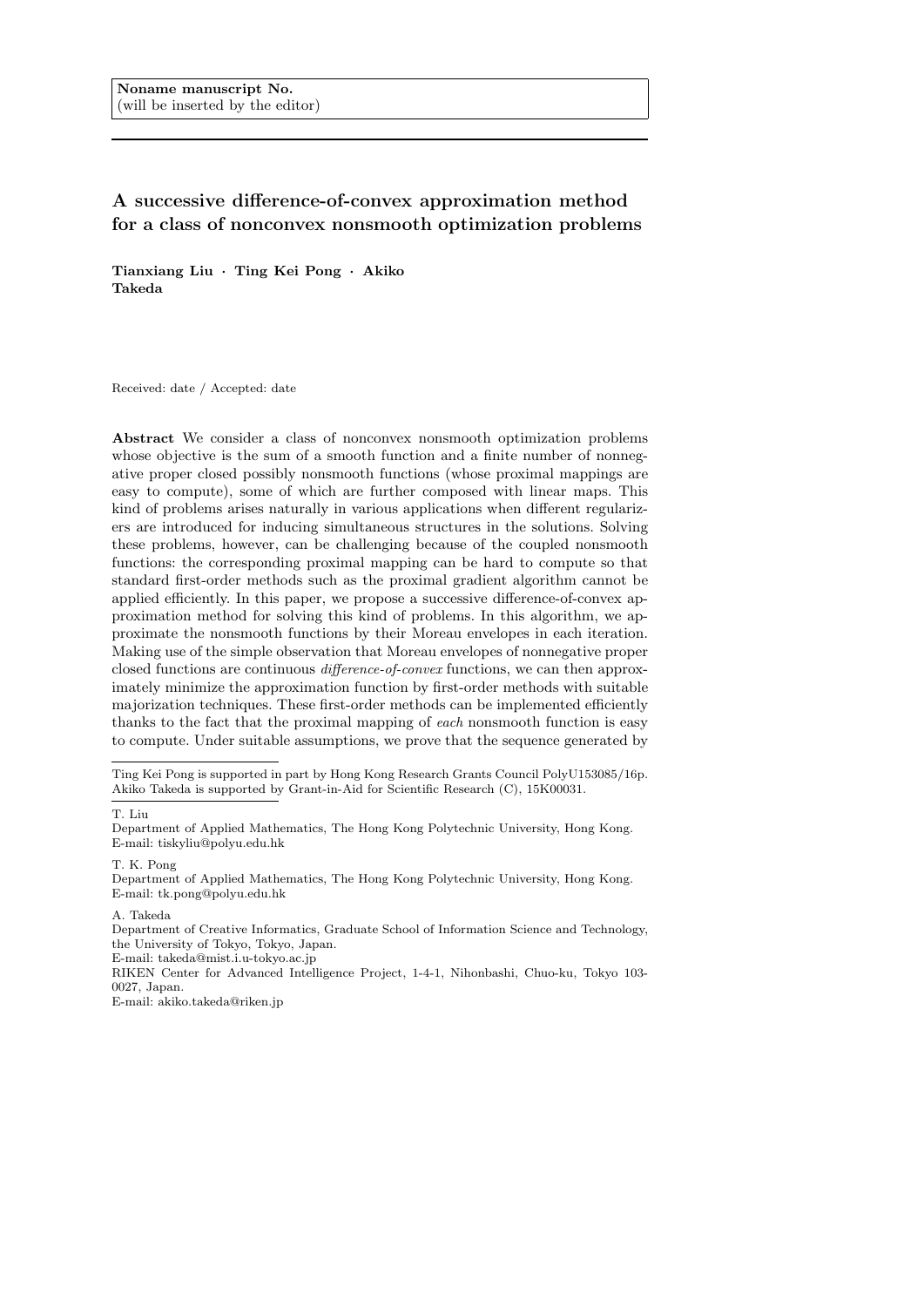**Noname manuscript No.**
(will be inserted by the editor)

# A successive difference-of-convex approximation method for a class of nonconvex nonsmooth optimization problems

**Tianxiang Liu · Ting Kei Pong · Akiko Takeda**

Received: date / Accepted: date

**Abstract** We consider a class of nonconvex nonsmooth optimization problems whose objective is the sum of a smooth function and a finite number of nonnegative proper closed possibly nonsmooth functions (whose proximal mappings are easy to compute), some of which are further composed with linear maps. This kind of problems arises naturally in various applications when different regularizers are introduced for inducing simultaneous structures in the solutions. Solving these problems, however, can be challenging because of the coupled nonsmooth functions: the corresponding proximal mapping can be hard to compute so that standard first-order methods such as the proximal gradient algorithm cannot be applied efficiently. In this paper, we propose a successive difference-of-convex approximation method for solving this kind of problems. In this algorithm, we approximate the nonsmooth functions by their Moreau envelopes in each iteration. Making use of the simple observation that Moreau envelopes of nonnegative proper closed functions are continuous *difference-of-convex* functions, we can then approximately minimize the approximation function by first-order methods with suitable majorization techniques. These first-order methods can be implemented efficiently thanks to the fact that the proximal mapping of *each* nonsmooth function is easy to compute. Under suitable assumptions, we prove that the sequence generated by

---

Ting Kei Pong is supported in part by Hong Kong Research Grants Council PolyU153085/16p.
Akiko Takeda is supported by Grant-in-Aid for Scientific Research (C), 15K00031.

T. Liu
Department of Applied Mathematics, The Hong Kong Polytechnic University, Hong Kong.
E-mail: tiskyliu@polyu.edu.hk

T. K. Pong
Department of Applied Mathematics, The Hong Kong Polytechnic University, Hong Kong.
E-mail: tk.pong@polyu.edu.hk

A. Takeda
Department of Creative Informatics, Graduate School of Information Science and Technology, the University of Tokyo, Tokyo, Japan.
E-mail: takeda@mist.i.u-tokyo.ac.jp
RIKEN Center for Advanced Intelligence Project, 1-4-1, Nihonbashi, Chuo-ku, Tokyo 103-0027, Japan.
E-mail: akiko.takeda@riken.jp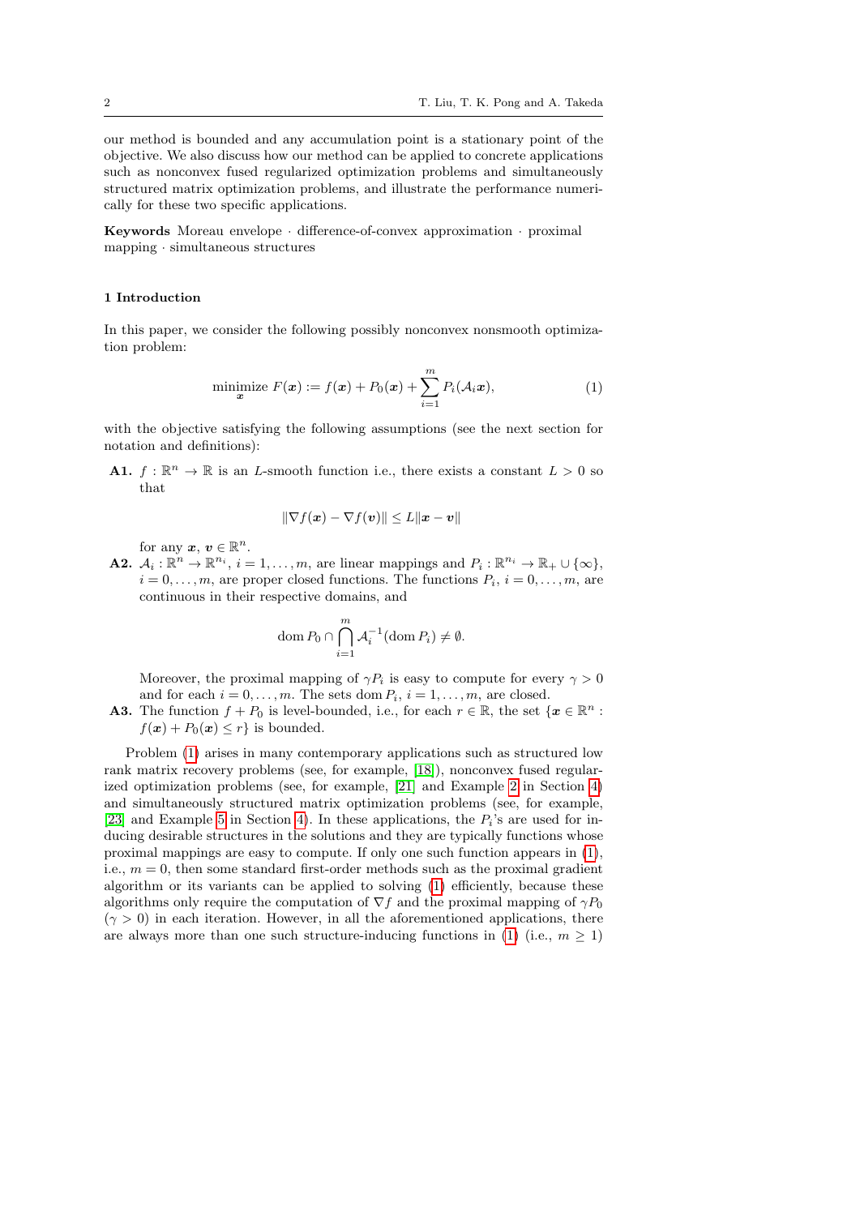our method is bounded and any accumulation point is a stationary point of the objective. We also discuss how our method can be applied to concrete applications such as nonconvex fused regularized optimization problems and simultaneously structured matrix optimization problems, and illustrate the performance numerically for these two specific applications.

**Keywords** Moreau envelope · difference-of-convex approximation · proximal mapping · simultaneous structures

## 1 Introduction

In this paper, we consider the following possibly nonconvex nonsmooth optimization problem:

$$\underset{\boldsymbol{x}}{\text{minimize}}\ F(\boldsymbol{x}) := f(\boldsymbol{x}) + P_0(\boldsymbol{x}) + \sum_{i=1}^{m} P_i(\mathcal{A}_i \boldsymbol{x}), \tag{1}$$

with the objective satisfying the following assumptions (see the next section for notation and definitions):

**A1.** $f : \mathbb{R}^n \to \mathbb{R}$ is an $L$-smooth function i.e., there exists a constant $L > 0$ so that

$$\|\nabla f(\boldsymbol{x}) - \nabla f(\boldsymbol{v})\| \le L\|\boldsymbol{x} - \boldsymbol{v}\|$$

for any $\boldsymbol{x}, \boldsymbol{v} \in \mathbb{R}^n$.

**A2.** $\mathcal{A}_i : \mathbb{R}^n \to \mathbb{R}^{n_i}$, $i = 1, \ldots, m$, are linear mappings and $P_i : \mathbb{R}^{n_i} \to \mathbb{R}_+ \cup \{\infty\}$, $i = 0, \ldots, m$, are proper closed functions. The functions $P_i$, $i = 0, \ldots, m$, are continuous in their respective domains, and

$$\operatorname{dom} P_0 \cap \bigcap_{i=1}^{m} \mathcal{A}_i^{-1}(\operatorname{dom} P_i) \neq \emptyset.$$

Moreover, the proximal mapping of $\gamma P_i$ is easy to compute for every $\gamma > 0$ and for each $i = 0, \ldots, m$. The sets $\operatorname{dom} P_i$, $i = 1, \ldots, m$, are closed.

**A3.** The function $f + P_0$ is level-bounded, i.e., for each $r \in \mathbb{R}$, the set $\{\boldsymbol{x} \in \mathbb{R}^n : f(\boldsymbol{x}) + P_0(\boldsymbol{x}) \le r\}$ is bounded.

Problem (1) arises in many contemporary applications such as structured low rank matrix recovery problems (see, for example, [18]), nonconvex fused regularized optimization problems (see, for example, [21] and Example 2 in Section 4) and simultaneously structured matrix optimization problems (see, for example, [23] and Example 5 in Section 4). In these applications, the $P_i$'s are used for inducing desirable structures in the solutions and they are typically functions whose proximal mappings are easy to compute. If only one such function appears in (1), i.e., $m = 0$, then some standard first-order methods such as the proximal gradient algorithm or its variants can be applied to solving (1) efficiently, because these algorithms only require the computation of $\nabla f$ and the proximal mapping of $\gamma P_0$ ($\gamma > 0$) in each iteration. However, in all the aforementioned applications, there are always more than one such structure-inducing functions in (1) (i.e., $m \ge 1$)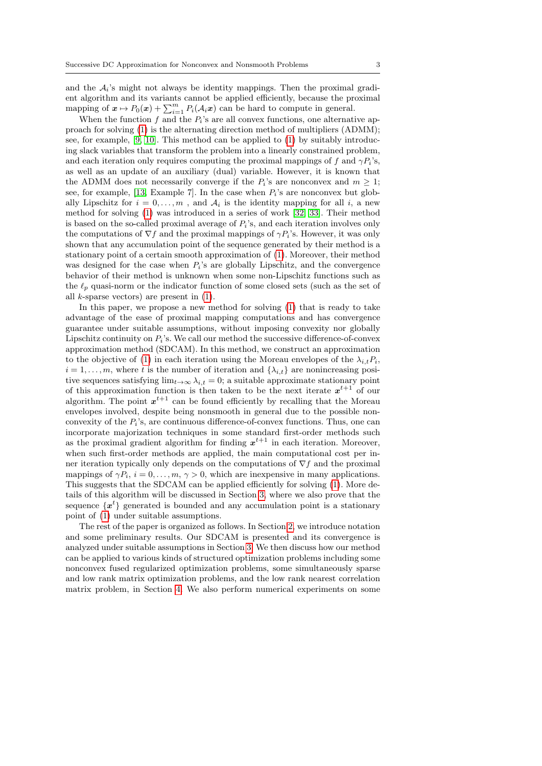and the $\mathcal{A}_i$'s might not always be identity mappings. Then the proximal gradient algorithm and its variants cannot be applied efficiently, because the proximal mapping of $\boldsymbol{x} \mapsto P_0(\boldsymbol{x}) + \sum_{i=1}^m P_i(\mathcal{A}_i \boldsymbol{x})$ can be hard to compute in general.

When the function $f$ and the $P_i$'s are all convex functions, one alternative approach for solving (1) is the alternating direction method of multipliers (ADMM); see, for example, [9, 10]. This method can be applied to (1) by suitably introducing slack variables that transform the problem into a linearly constrained problem, and each iteration only requires computing the proximal mappings of $f$ and $\gamma P_i$'s, as well as an update of an auxiliary (dual) variable. However, it is known that the ADMM does not necessarily converge if the $P_i$'s are nonconvex and $m \geq 1$; see, for example, [13, Example 7]. In the case when $P_i$'s are nonconvex but globally Lipschitz for $i = 0, \ldots, m$ , and $\mathcal{A}_i$ is the identity mapping for all $i$, a new method for solving (1) was introduced in a series of work [32, 33]. Their method is based on the so-called proximal average of $P_i$'s, and each iteration involves only the computations of $\nabla f$ and the proximal mappings of $\gamma P_i$'s. However, it was only shown that any accumulation point of the sequence generated by their method is a stationary point of a certain smooth approximation of (1). Moreover, their method was designed for the case when $P_i$'s are globally Lipschitz, and the convergence behavior of their method is unknown when some non-Lipschitz functions such as the $\ell_p$ quasi-norm or the indicator function of some closed sets (such as the set of all $k$-sparse vectors) are present in (1).

In this paper, we propose a new method for solving (1) that is ready to take advantage of the ease of proximal mapping computations and has convergence guarantee under suitable assumptions, without imposing convexity nor globally Lipschitz continuity on $P_i$'s. We call our method the successive difference-of-convex approximation method (SDCAM). In this method, we construct an approximation to the objective of (1) in each iteration using the Moreau envelopes of the $\lambda_{i,t} P_i$, $i = 1, \ldots, m$, where $t$ is the number of iteration and $\{\lambda_{i,t}\}$ are nonincreasing positive sequences satisfying $\lim_{t\to\infty} \lambda_{i,t} = 0$; a suitable approximate stationary point of this approximation function is then taken to be the next iterate $\boldsymbol{x}^{t+1}$ of our algorithm. The point $\boldsymbol{x}^{t+1}$ can be found efficiently by recalling that the Moreau envelopes involved, despite being nonsmooth in general due to the possible nonconvexity of the $P_i$'s, are continuous difference-of-convex functions. Thus, one can incorporate majorization techniques in some standard first-order methods such as the proximal gradient algorithm for finding $\boldsymbol{x}^{t+1}$ in each iteration. Moreover, when such first-order methods are applied, the main computational cost per inner iteration typically only depends on the computations of $\nabla f$ and the proximal mappings of $\gamma P_i$, $i = 0, \ldots, m$, $\gamma > 0$, which are inexpensive in many applications. This suggests that the SDCAM can be applied efficiently for solving (1). More details of this algorithm will be discussed in Section 3, where we also prove that the sequence $\{\boldsymbol{x}^t\}$ generated is bounded and any accumulation point is a stationary point of (1) under suitable assumptions.

The rest of the paper is organized as follows. In Section 2, we introduce notation and some preliminary results. Our SDCAM is presented and its convergence is analyzed under suitable assumptions in Section 3. We then discuss how our method can be applied to various kinds of structured optimization problems including some nonconvex fused regularized optimization problems, some simultaneously sparse and low rank matrix optimization problems, and the low rank nearest correlation matrix problem, in Section 4. We also perform numerical experiments on some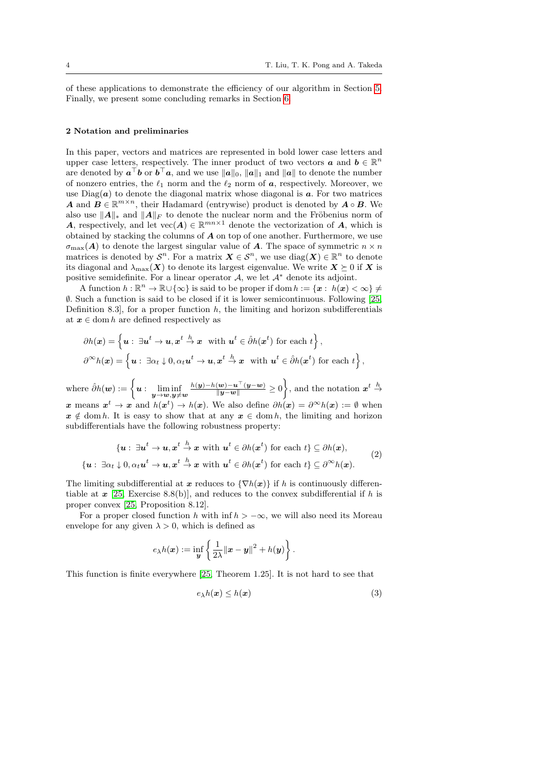of these applications to demonstrate the efficiency of our algorithm in Section 5. Finally, we present some concluding remarks in Section 6.

## 2 Notation and preliminaries

In this paper, vectors and matrices are represented in bold lower case letters and upper case letters, respectively. The inner product of two vectors $\boldsymbol{a}$ and $\boldsymbol{b} \in \mathbb{R}^n$ are denoted by $\boldsymbol{a}^\top \boldsymbol{b}$ or $\boldsymbol{b}^\top \boldsymbol{a}$, and we use $\|\boldsymbol{a}\|_0$, $\|\boldsymbol{a}\|_1$ and $\|\boldsymbol{a}\|$ to denote the number of nonzero entries, the $\ell_1$ norm and the $\ell_2$ norm of $\boldsymbol{a}$, respectively. Moreover, we use $\mathrm{Diag}(\boldsymbol{a})$ to denote the diagonal matrix whose diagonal is $\boldsymbol{a}$. For two matrices $\boldsymbol{A}$ and $\boldsymbol{B} \in \mathbb{R}^{m\times n}$, their Hadamard (entrywise) product is denoted by $\boldsymbol{A} \circ \boldsymbol{B}$. We also use $\|\boldsymbol{A}\|_*$ and $\|\boldsymbol{A}\|_F$ to denote the nuclear norm and the Fröbenius norm of $\boldsymbol{A}$, respectively, and let $\mathrm{vec}(\boldsymbol{A}) \in \mathbb{R}^{mn\times 1}$ denote the vectorization of $\boldsymbol{A}$, which is obtained by stacking the columns of $\boldsymbol{A}$ on top of one another. Furthermore, we use $\sigma_{\max}(\boldsymbol{A})$ to denote the largest singular value of $\boldsymbol{A}$. The space of symmetric $n \times n$ matrices is denoted by $\mathcal{S}^n$. For a matrix $\boldsymbol{X} \in \mathcal{S}^n$, we use $\mathrm{diag}(\boldsymbol{X}) \in \mathbb{R}^n$ to denote its diagonal and $\lambda_{\max}(\boldsymbol{X})$ to denote its largest eigenvalue. We write $\boldsymbol{X} \succeq 0$ if $\boldsymbol{X}$ is positive semidefinite. For a linear operator $\mathcal{A}$, we let $\mathcal{A}^*$ denote its adjoint.

A function $h : \mathbb{R}^n \to \mathbb{R}\cup\{\infty\}$ is said to be proper if $\mathrm{dom}\, h := \{\boldsymbol{x} :\ h(\boldsymbol{x}) < \infty\} \neq \emptyset$. Such a function is said to be closed if it is lower semicontinuous. Following [25, Definition 8.3], for a proper function $h$, the limiting and horizon subdifferentials at $\boldsymbol{x} \in \mathrm{dom}\, h$ are defined respectively as

$$
\begin{aligned}
\partial h(\boldsymbol{x}) &= \left\{\boldsymbol{u} :\ \exists \boldsymbol{u}^t \to \boldsymbol{u}, \boldsymbol{x}^t \xrightarrow{h} \boldsymbol{x} \ \text{ with } \boldsymbol{u}^t \in \hat{\partial} h(\boldsymbol{x}^t) \text{ for each } t\right\},\\
\partial^\infty h(\boldsymbol{x}) &= \left\{\boldsymbol{u} :\ \exists \alpha_t \downarrow 0, \alpha_t \boldsymbol{u}^t \to \boldsymbol{u}, \boldsymbol{x}^t \xrightarrow{h} \boldsymbol{x} \ \text{ with } \boldsymbol{u}^t \in \hat{\partial} h(\boldsymbol{x}^t) \text{ for each } t\right\},
\end{aligned}
$$

where $\hat{\partial} h(\boldsymbol{w}) := \left\{\boldsymbol{u} :\ \liminf\limits_{\boldsymbol{y}\to\boldsymbol{w}, \boldsymbol{y}\neq\boldsymbol{w}} \frac{h(\boldsymbol{y}) - h(\boldsymbol{w}) - \boldsymbol{u}^\top(\boldsymbol{y}-\boldsymbol{w})}{\|\boldsymbol{y}-\boldsymbol{w}\|} \geq 0\right\}$, and the notation $\boldsymbol{x}^t \xrightarrow{h} \boldsymbol{x}$ means $\boldsymbol{x}^t \to \boldsymbol{x}$ and $h(\boldsymbol{x}^t) \to h(\boldsymbol{x})$. We also define $\partial h(\boldsymbol{x}) = \partial^\infty h(\boldsymbol{x}) := \emptyset$ when $\boldsymbol{x} \notin \mathrm{dom}\, h$. It is easy to show that at any $\boldsymbol{x} \in \mathrm{dom}\, h$, the limiting and horizon subdifferentials have the following robustness property:

$$
\begin{aligned}
\{\boldsymbol{u} :\ \exists \boldsymbol{u}^t \to \boldsymbol{u}, \boldsymbol{x}^t \xrightarrow{h} \boldsymbol{x} \text{ with } \boldsymbol{u}^t \in \partial h(\boldsymbol{x}^t) \text{ for each } t\} &\subseteq \partial h(\boldsymbol{x}),\\
\{\boldsymbol{u} :\ \exists \alpha_t \downarrow 0, \alpha_t \boldsymbol{u}^t \to \boldsymbol{u}, \boldsymbol{x}^t \xrightarrow{h} \boldsymbol{x} \text{ with } \boldsymbol{u}^t \in \partial h(\boldsymbol{x}^t) \text{ for each } t\} &\subseteq \partial^\infty h(\boldsymbol{x}).
\end{aligned}
\tag{2}
$$

The limiting subdifferential at $\boldsymbol{x}$ reduces to $\{\nabla h(\boldsymbol{x})\}$ if $h$ is continuously differentiable at $\boldsymbol{x}$ [25, Exercise 8.8(b)], and reduces to the convex subdifferential if $h$ is proper convex [25, Proposition 8.12].

For a proper closed function $h$ with $\inf h > -\infty$, we will also need its Moreau envelope for any given $\lambda > 0$, which is defined as

$$
e_\lambda h(\boldsymbol{x}) := \inf_{\boldsymbol{y}} \left\{ \frac{1}{2\lambda}\|\boldsymbol{x} - \boldsymbol{y}\|^2 + h(\boldsymbol{y}) \right\}.
$$

This function is finite everywhere [25, Theorem 1.25]. It is not hard to see that

$$
e_\lambda h(\boldsymbol{x}) \leq h(\boldsymbol{x}) \tag{3}
$$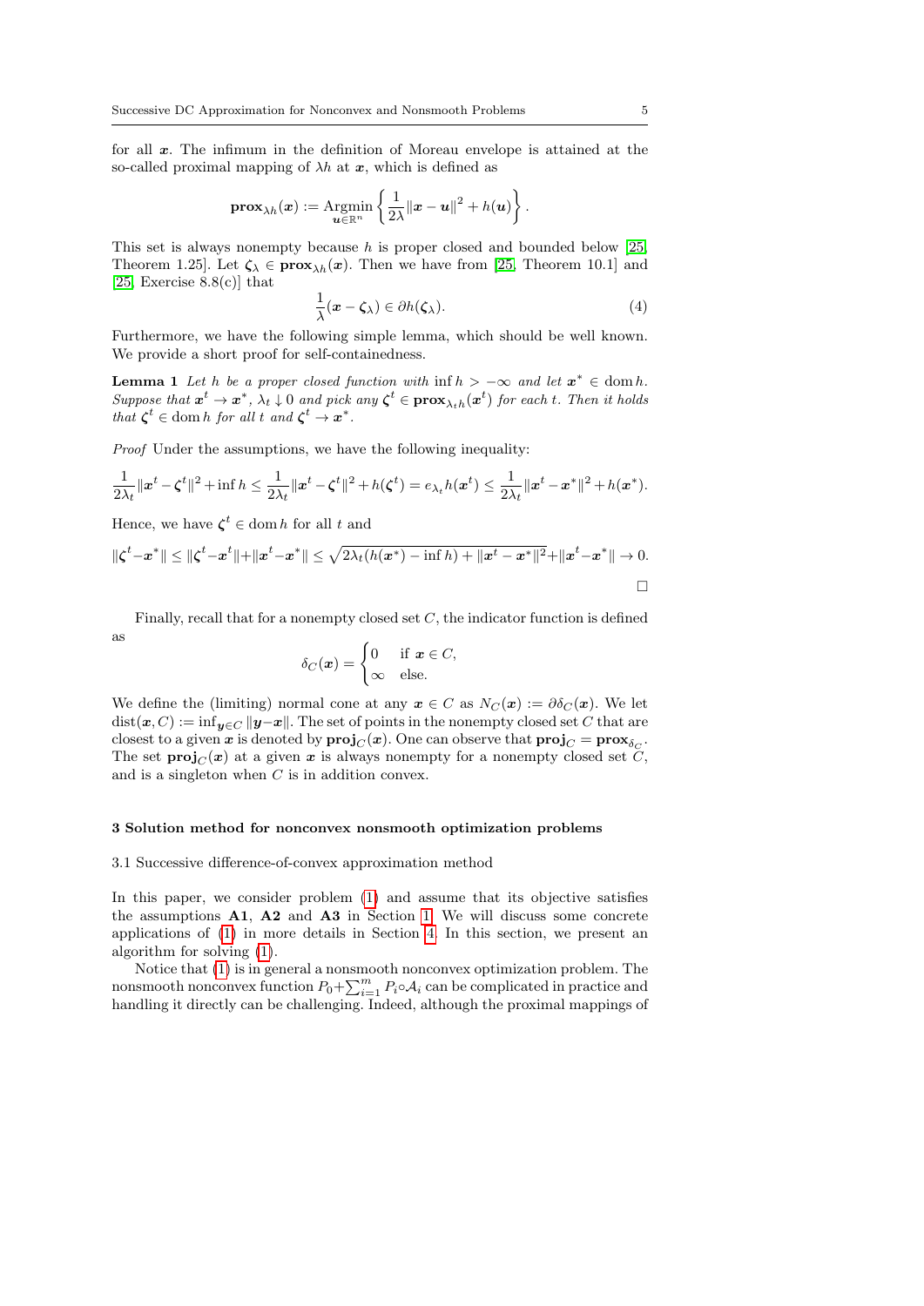for all $\boldsymbol{x}$. The infimum in the definition of Moreau envelope is attained at the so-called proximal mapping of $\lambda h$ at $\boldsymbol{x}$, which is defined as

$$\mathbf{prox}_{\lambda h}(\boldsymbol{x}) := \operatorname*{Argmin}_{\boldsymbol{u}\in\mathbb{R}^n} \left\{ \frac{1}{2\lambda}\|\boldsymbol{x}-\boldsymbol{u}\|^2 + h(\boldsymbol{u}) \right\}.$$

This set is always nonempty because $h$ is proper closed and bounded below [25, Theorem 1.25]. Let $\boldsymbol{\zeta}_\lambda \in \mathbf{prox}_{\lambda h}(\boldsymbol{x})$. Then we have from [25, Theorem 10.1] and [25, Exercise 8.8(c)] that

$$\frac{1}{\lambda}(\boldsymbol{x}-\boldsymbol{\zeta}_\lambda) \in \partial h(\boldsymbol{\zeta}_\lambda). \tag{4}$$

Furthermore, we have the following simple lemma, which should be well known. We provide a short proof for self-containedness.

**Lemma 1** *Let $h$ be a proper closed function with $\inf h > -\infty$ and let $\boldsymbol{x}^* \in \operatorname{dom} h$. Suppose that $\boldsymbol{x}^t \to \boldsymbol{x}^*$, $\lambda_t \downarrow 0$ and pick any $\boldsymbol{\zeta}^t \in \mathbf{prox}_{\lambda_t h}(\boldsymbol{x}^t)$ for each $t$. Then it holds that $\boldsymbol{\zeta}^t \in \operatorname{dom} h$ for all $t$ and $\boldsymbol{\zeta}^t \to \boldsymbol{x}^*$.*

*Proof* Under the assumptions, we have the following inequality:

$$\frac{1}{2\lambda_t}\|\boldsymbol{x}^t-\boldsymbol{\zeta}^t\|^2+\inf h \le \frac{1}{2\lambda_t}\|\boldsymbol{x}^t-\boldsymbol{\zeta}^t\|^2+h(\boldsymbol{\zeta}^t) = e_{\lambda_t}h(\boldsymbol{x}^t) \le \frac{1}{2\lambda_t}\|\boldsymbol{x}^t-\boldsymbol{x}^*\|^2+h(\boldsymbol{x}^*).$$

Hence, we have $\boldsymbol{\zeta}^t \in \operatorname{dom} h$ for all $t$ and

$$\|\boldsymbol{\zeta}^t-\boldsymbol{x}^*\| \le \|\boldsymbol{\zeta}^t-\boldsymbol{x}^t\|+\|\boldsymbol{x}^t-\boldsymbol{x}^*\| \le \sqrt{2\lambda_t(h(\boldsymbol{x}^*)-\inf h)+\|\boldsymbol{x}^t-\boldsymbol{x}^*\|^2}+\|\boldsymbol{x}^t-\boldsymbol{x}^*\| \to 0.$$

□

Finally, recall that for a nonempty closed set $C$, the indicator function is defined as

$$\delta_C(\boldsymbol{x}) = \begin{cases} 0 & \text{if } \boldsymbol{x}\in C, \\ \infty & \text{else.} \end{cases}$$

We define the (limiting) normal cone at any $\boldsymbol{x} \in C$ as $N_C(\boldsymbol{x}) := \partial\delta_C(\boldsymbol{x})$. We let $\operatorname{dist}(\boldsymbol{x}, C) := \inf_{\boldsymbol{y}\in C}\|\boldsymbol{y}-\boldsymbol{x}\|$. The set of points in the nonempty closed set $C$ that are closest to a given $\boldsymbol{x}$ is denoted by $\mathbf{proj}_C(\boldsymbol{x})$. One can observe that $\mathbf{proj}_C = \mathbf{prox}_{\delta_C}$. The set $\mathbf{proj}_C(\boldsymbol{x})$ at a given $\boldsymbol{x}$ is always nonempty for a nonempty closed set $C$, and is a singleton when $C$ is in addition convex.

## 3 Solution method for nonconvex nonsmooth optimization problems

### 3.1 Successive difference-of-convex approximation method

In this paper, we consider problem (1) and assume that its objective satisfies the assumptions **A1**, **A2** and **A3** in Section 1. We will discuss some concrete applications of (1) in more details in Section 4. In this section, we present an algorithm for solving (1).

Notice that (1) is in general a nonsmooth nonconvex optimization problem. The nonsmooth nonconvex function $P_0+\sum_{i=1}^m P_i\circ\mathcal{A}_i$ can be complicated in practice and handling it directly can be challenging. Indeed, although the proximal mappings of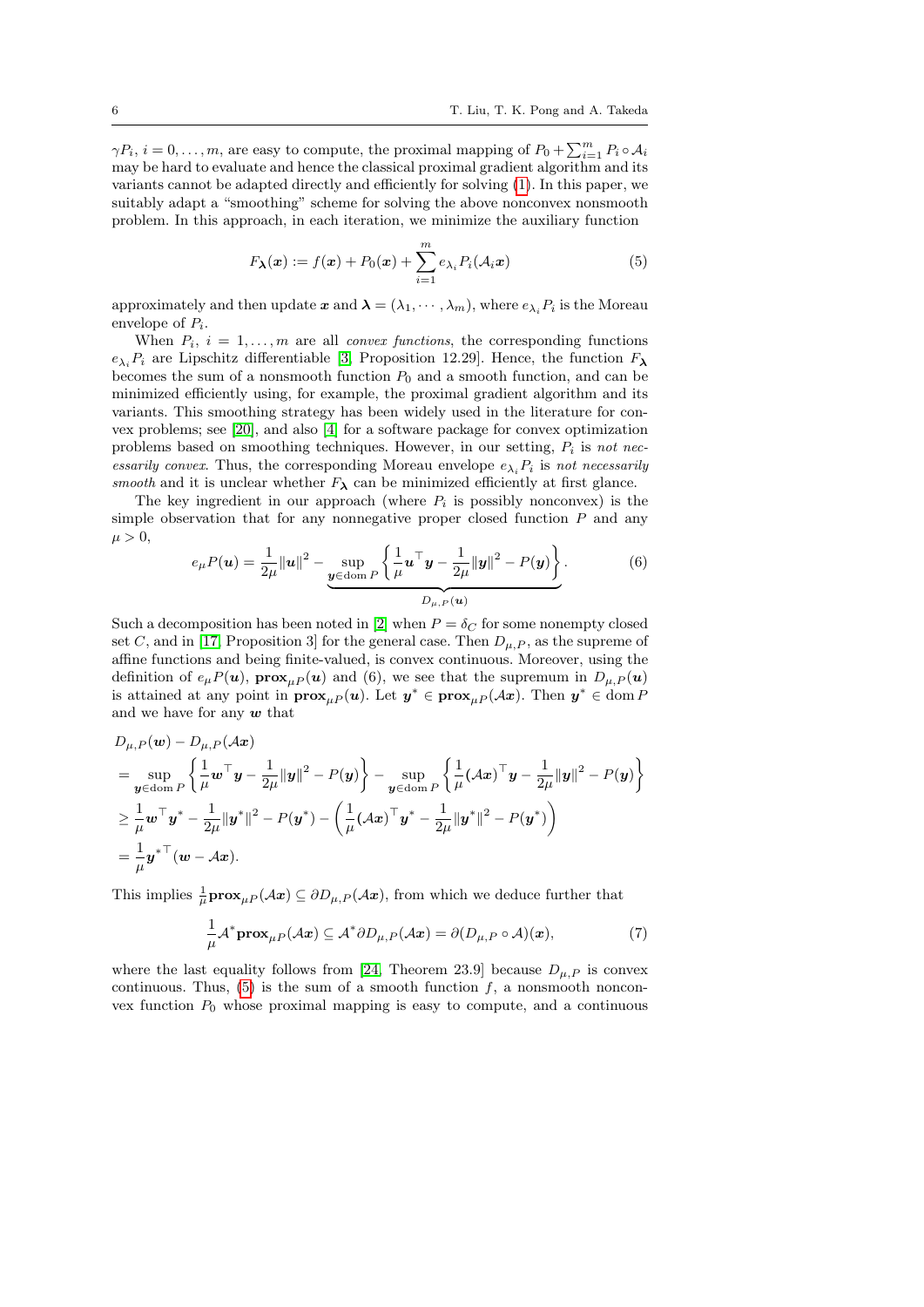$\gamma P_i$, $i = 0, \ldots, m$, are easy to compute, the proximal mapping of $P_0 + \sum_{i=1}^m P_i \circ \mathcal{A}_i$ may be hard to evaluate and hence the classical proximal gradient algorithm and its variants cannot be adapted directly and efficiently for solving (1). In this paper, we suitably adapt a "smoothing" scheme for solving the above nonconvex nonsmooth problem. In this approach, in each iteration, we minimize the auxiliary function

$$F_{\boldsymbol{\lambda}}(\boldsymbol{x}) := f(\boldsymbol{x}) + P_0(\boldsymbol{x}) + \sum_{i=1}^m e_{\lambda_i} P_i(\mathcal{A}_i \boldsymbol{x}) \tag{5}$$

approximately and then update $\boldsymbol{x}$ and $\boldsymbol{\lambda} = (\lambda_1, \cdots, \lambda_m)$, where $e_{\lambda_i} P_i$ is the Moreau envelope of $P_i$.

When $P_i$, $i = 1, \ldots, m$ are all *convex functions*, the corresponding functions $e_{\lambda_i} P_i$ are Lipschitz differentiable [3, Proposition 12.29]. Hence, the function $F_{\boldsymbol{\lambda}}$ becomes the sum of a nonsmooth function $P_0$ and a smooth function, and can be minimized efficiently using, for example, the proximal gradient algorithm and its variants. This smoothing strategy has been widely used in the literature for convex problems; see [20], and also [4] for a software package for convex optimization problems based on smoothing techniques. However, in our setting, $P_i$ is *not necessarily convex*. Thus, the corresponding Moreau envelope $e_{\lambda_i} P_i$ is *not necessarily smooth* and it is unclear whether $F_{\boldsymbol{\lambda}}$ can be minimized efficiently at first glance.

The key ingredient in our approach (where $P_i$ is possibly nonconvex) is the simple observation that for any nonnegative proper closed function $P$ and any $\mu > 0$,

$$e_\mu P(\boldsymbol{u}) = \frac{1}{2\mu}\|\boldsymbol{u}\|^2 - \underbrace{\sup_{\boldsymbol{y} \in \operatorname{dom} P} \left\{ \frac{1}{\mu} \boldsymbol{u}^\top \boldsymbol{y} - \frac{1}{2\mu}\|\boldsymbol{y}\|^2 - P(\boldsymbol{y}) \right\}}_{D_{\mu,P}(\boldsymbol{u})}. \tag{6}$$

Such a decomposition has been noted in [2] when $P = \delta_C$ for some nonempty closed set $C$, and in [17, Proposition 3] for the general case. Then $D_{\mu,P}$, as the supreme of affine functions and being finite-valued, is convex continuous. Moreover, using the definition of $e_\mu P(\boldsymbol{u})$, $\mathbf{prox}_{\mu P}(\boldsymbol{u})$ and (6), we see that the supremum in $D_{\mu,P}(\boldsymbol{u})$ is attained at any point in $\mathbf{prox}_{\mu P}(\boldsymbol{u})$. Let $\boldsymbol{y}^* \in \mathbf{prox}_{\mu P}(\mathcal{A}\boldsymbol{x})$. Then $\boldsymbol{y}^* \in \operatorname{dom} P$ and we have for any $\boldsymbol{w}$ that

$$\begin{aligned}
&D_{\mu,P}(\boldsymbol{w}) - D_{\mu,P}(\mathcal{A}\boldsymbol{x}) \\
&= \sup_{\boldsymbol{y} \in \operatorname{dom} P} \left\{ \frac{1}{\mu} \boldsymbol{w}^\top \boldsymbol{y} - \frac{1}{2\mu}\|\boldsymbol{y}\|^2 - P(\boldsymbol{y}) \right\} - \sup_{\boldsymbol{y} \in \operatorname{dom} P} \left\{ \frac{1}{\mu} (\mathcal{A}\boldsymbol{x})^\top \boldsymbol{y} - \frac{1}{2\mu}\|\boldsymbol{y}\|^2 - P(\boldsymbol{y}) \right\} \\
&\geq \frac{1}{\mu} \boldsymbol{w}^\top \boldsymbol{y}^* - \frac{1}{2\mu}\|\boldsymbol{y}^*\|^2 - P(\boldsymbol{y}^*) - \left( \frac{1}{\mu} (\mathcal{A}\boldsymbol{x})^\top \boldsymbol{y}^* - \frac{1}{2\mu}\|\boldsymbol{y}^*\|^2 - P(\boldsymbol{y}^*) \right) \\
&= \frac{1}{\mu} {\boldsymbol{y}^*}^\top (\boldsymbol{w} - \mathcal{A}\boldsymbol{x}).
\end{aligned}$$

This implies $\frac{1}{\mu}\mathbf{prox}_{\mu P}(\mathcal{A}\boldsymbol{x}) \subseteq \partial D_{\mu,P}(\mathcal{A}\boldsymbol{x})$, from which we deduce further that

$$\frac{1}{\mu} \mathcal{A}^* \mathbf{prox}_{\mu P}(\mathcal{A}\boldsymbol{x}) \subseteq \mathcal{A}^* \partial D_{\mu,P}(\mathcal{A}\boldsymbol{x}) = \partial (D_{\mu,P} \circ \mathcal{A})(\boldsymbol{x}), \tag{7}$$

where the last equality follows from [24, Theorem 23.9] because $D_{\mu,P}$ is convex continuous. Thus, (5) is the sum of a smooth function $f$, a nonsmooth nonconvex function $P_0$ whose proximal mapping is easy to compute, and a continuous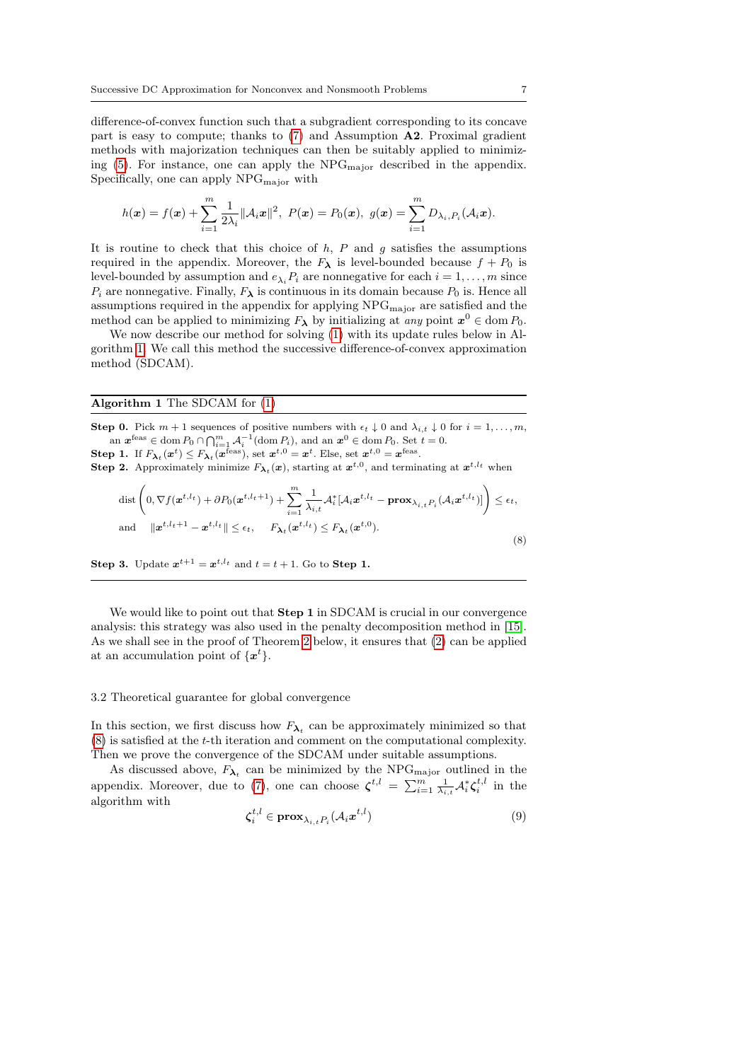difference-of-convex function such that a subgradient corresponding to its concave part is easy to compute; thanks to (7) and Assumption **A2**. Proximal gradient methods with majorization techniques can then be suitably applied to minimizing (5). For instance, one can apply the $\mathrm{NPG_{major}}$ described in the appendix. Specifically, one can apply $\mathrm{NPG_{major}}$ with

$$h(\boldsymbol{x}) = f(\boldsymbol{x}) + \sum_{i=1}^{m} \frac{1}{2\lambda_i}\|\mathcal{A}_i\boldsymbol{x}\|^2,\ P(\boldsymbol{x}) = P_0(\boldsymbol{x}),\ g(\boldsymbol{x}) = \sum_{i=1}^{m} D_{\lambda_i,P_i}(\mathcal{A}_i\boldsymbol{x}).$$

It is routine to check that this choice of $h$, $P$ and $g$ satisfies the assumptions required in the appendix. Moreover, the $F_{\boldsymbol{\lambda}}$ is level-bounded because $f + P_0$ is level-bounded by assumption and $e_{\lambda_i}P_i$ are nonnegative for each $i = 1, \ldots, m$ since $P_i$ are nonnegative. Finally, $F_{\boldsymbol{\lambda}}$ is continuous in its domain because $P_0$ is. Hence all assumptions required in the appendix for applying $\mathrm{NPG_{major}}$ are satisfied and the method can be applied to minimizing $F_{\boldsymbol{\lambda}}$ by initializing at *any* point $\boldsymbol{x}^0 \in \operatorname{dom} P_0$.

We now describe our method for solving (1) with its update rules below in Algorithm 1. We call this method the successive difference-of-convex approximation method (SDCAM).

---

**Algorithm 1** The SDCAM for (1)

---

**Step 0.** Pick $m+1$ sequences of positive numbers with $\epsilon_t \downarrow 0$ and $\lambda_{i,t} \downarrow 0$ for $i = 1, \ldots, m$, an $\boldsymbol{x}^{\mathrm{feas}} \in \operatorname{dom} P_0 \cap \bigcap_{i=1}^{m} \mathcal{A}_i^{-1}(\operatorname{dom} P_i)$, and an $\boldsymbol{x}^0 \in \operatorname{dom} P_0$. Set $t = 0$.

**Step 1.** If $F_{\boldsymbol{\lambda}_t}(\boldsymbol{x}^t) \le F_{\boldsymbol{\lambda}_t}(\boldsymbol{x}^{\mathrm{feas}})$, set $\boldsymbol{x}^{t,0} = \boldsymbol{x}^t$. Else, set $\boldsymbol{x}^{t,0} = \boldsymbol{x}^{\mathrm{feas}}$.

**Step 2.** Approximately minimize $F_{\boldsymbol{\lambda}_t}(\boldsymbol{x})$, starting at $\boldsymbol{x}^{t,0}$, and terminating at $\boldsymbol{x}^{t,l_t}$ when

$$\begin{aligned}
&\operatorname{dist}\left(0, \nabla f(\boldsymbol{x}^{t,l_t}) + \partial P_0(\boldsymbol{x}^{t,l_t+1}) + \sum_{i=1}^{m} \frac{1}{\lambda_{i,t}}\mathcal{A}_i^*[\mathcal{A}_i\boldsymbol{x}^{t,l_t} - \mathbf{prox}_{\lambda_{i,t}P_i}(\mathcal{A}_i\boldsymbol{x}^{t,l_t})]\right) \le \epsilon_t, \\
&\text{and} \quad \|\boldsymbol{x}^{t,l_t+1} - \boldsymbol{x}^{t,l_t}\| \le \epsilon_t, \quad F_{\boldsymbol{\lambda}_t}(\boldsymbol{x}^{t,l_t}) \le F_{\boldsymbol{\lambda}_t}(\boldsymbol{x}^{t,0}).
\end{aligned} \tag{8}$$

**Step 3.** Update $\boldsymbol{x}^{t+1} = \boldsymbol{x}^{t,l_t}$ and $t = t+1$. Go to **Step 1.**

---

We would like to point out that **Step 1** in SDCAM is crucial in our convergence analysis: this strategy was also used in the penalty decomposition method in [15]. As we shall see in the proof of Theorem 2 below, it ensures that (2) can be applied at an accumulation point of $\{\boldsymbol{x}^t\}$.

### 3.2 Theoretical guarantee for global convergence

In this section, we first discuss how $F_{\boldsymbol{\lambda}_t}$ can be approximately minimized so that (8) is satisfied at the $t$-th iteration and comment on the computational complexity. Then we prove the convergence of the SDCAM under suitable assumptions.

As discussed above, $F_{\boldsymbol{\lambda}_t}$ can be minimized by the $\mathrm{NPG_{major}}$ outlined in the appendix. Moreover, due to (7), one can choose $\boldsymbol{\zeta}^{t,l} = \sum_{i=1}^{m} \frac{1}{\lambda_{i,t}}\mathcal{A}_i^*\boldsymbol{\zeta}_i^{t,l}$ in the algorithm with

$$\boldsymbol{\zeta}_i^{t,l} \in \mathbf{prox}_{\lambda_{i,t}P_i}(\mathcal{A}_i\boldsymbol{x}^{t,l}) \tag{9}$$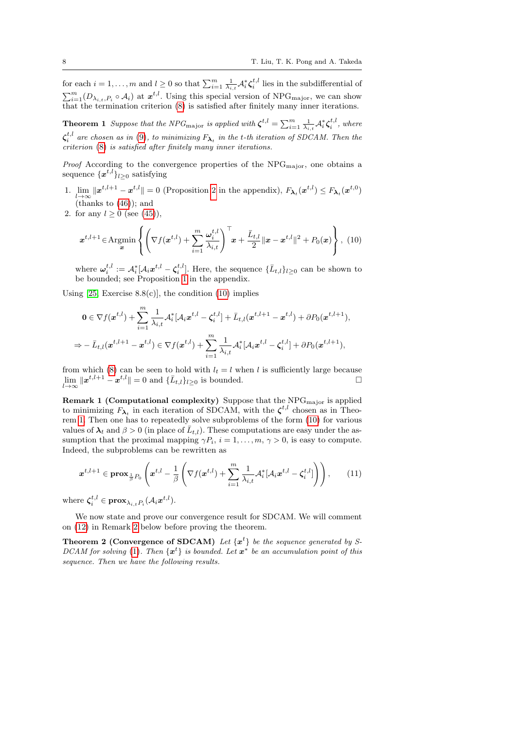for each $i = 1, \ldots, m$ and $l \geq 0$ so that $\sum_{i=1}^m \frac{1}{\lambda_{i,t}} \mathcal{A}_i^* \boldsymbol{\zeta}_i^{t,l}$ lies in the subdifferential of $\sum_{i=1}^m (D_{\lambda_{i,t}, P_i} \circ \mathcal{A}_i)$ at $\boldsymbol{x}^{t,l}$. Using this special version of NPG$_{\rm major}$, we can show that the termination criterion (8) is satisfied after finitely many inner iterations.

**Theorem 1** *Suppose that the NPG$_{\rm major}$ is applied with $\boldsymbol{\zeta}^{t,l} = \sum_{i=1}^m \frac{1}{\lambda_{i,t}} \mathcal{A}_i^* \boldsymbol{\zeta}_i^{t,l}$, where $\boldsymbol{\zeta}_i^{t,l}$ are chosen as in (9), to minimizing $F_{\boldsymbol{\lambda}_t}$ in the t-th iteration of SDCAM. Then the criterion (8) is satisfied after finitely many inner iterations.*

*Proof* According to the convergence properties of the NPG$_{\rm major}$, one obtains a sequence $\{\boldsymbol{x}^{t,l}\}_{l\geq 0}$ satisfying

1. $\lim\limits_{l\to\infty} \|\boldsymbol{x}^{t,l+1} - \boldsymbol{x}^{t,l}\| = 0$ (Proposition 2 in the appendix), $F_{\boldsymbol{\lambda}_t}(\boldsymbol{x}^{t,l}) \leq F_{\boldsymbol{\lambda}_t}(\boldsymbol{x}^{t,0})$ (thanks to (46)); and
2. for any $l \geq 0$ (see (45)),

$$\boldsymbol{x}^{t,l+1} \in \operatorname*{Argmin}_{\boldsymbol{x}} \left\{ \left( \nabla f(\boldsymbol{x}^{t,l}) + \sum_{i=1}^m \frac{\boldsymbol{\omega}_i^{t,l}}{\lambda_{i,t}} \right)^\top \boldsymbol{x} + \frac{\bar{L}_{t,l}}{2} \|\boldsymbol{x} - \boldsymbol{x}^{t,l}\|^2 + P_0(\boldsymbol{x}) \right\}, \quad (10)$$

where $\boldsymbol{\omega}_i^{t,l} := \mathcal{A}_i^*[\mathcal{A}_i \boldsymbol{x}^{t,l} - \boldsymbol{\zeta}_i^{t,l}]$. Here, the sequence $\{\bar{L}_{t,l}\}_{l\geq 0}$ can be shown to be bounded; see Proposition 1 in the appendix.

Using [25, Exercise 8.8(c)], the condition (10) implies

$$\mathbf{0} \in \nabla f(\boldsymbol{x}^{t,l}) + \sum_{i=1}^m \frac{1}{\lambda_{i,t}} \mathcal{A}_i^*[\mathcal{A}_i \boldsymbol{x}^{t,l} - \boldsymbol{\zeta}_i^{t,l}] + \bar{L}_{t,l}(\boldsymbol{x}^{t,l+1} - \boldsymbol{x}^{t,l}) + \partial P_0(\boldsymbol{x}^{t,l+1}),$$

$$\Rightarrow -\bar{L}_{t,l}(\boldsymbol{x}^{t,l+1} - \boldsymbol{x}^{t,l}) \in \nabla f(\boldsymbol{x}^{t,l}) + \sum_{i=1}^m \frac{1}{\lambda_{i,t}} \mathcal{A}_i^*[\mathcal{A}_i \boldsymbol{x}^{t,l} - \boldsymbol{\zeta}_i^{t,l}] + \partial P_0(\boldsymbol{x}^{t,l+1}),$$

from which (8) can be seen to hold with $l_t = l$ when $l$ is sufficiently large because $\lim\limits_{l\to\infty} \|\boldsymbol{x}^{t,l+1} - \boldsymbol{x}^{t,l}\| = 0$ and $\{\bar{L}_{t,l}\}_{l\geq 0}$ is bounded. □

**Remark 1 (Computational complexity)** Suppose that the NPG$_{\rm major}$ is applied to minimizing $F_{\boldsymbol{\lambda}_t}$ in each iteration of SDCAM, with the $\boldsymbol{\zeta}^{t,l}$ chosen as in Theorem 1. Then one has to repeatedly solve subproblems of the form (10) for various values of $\boldsymbol{\lambda}_t$ and $\beta > 0$ (in place of $\bar{L}_{t,l}$). These computations are easy under the assumption that the proximal mapping $\gamma P_i$, $i = 1, \ldots, m$, $\gamma > 0$, is easy to compute. Indeed, the subproblems can be rewritten as

$$\boldsymbol{x}^{t,l+1} \in \mathbf{prox}_{\frac{1}{\beta} P_0} \left( \boldsymbol{x}^{t,l} - \frac{1}{\beta} \left( \nabla f(\boldsymbol{x}^{t,l}) + \sum_{i=1}^m \frac{1}{\lambda_{i,t}} \mathcal{A}_i^*[\mathcal{A}_i \boldsymbol{x}^{t,l} - \boldsymbol{\zeta}_i^{t,l}] \right) \right), \quad (11)$$

where $\boldsymbol{\zeta}_i^{t,l} \in \mathbf{prox}_{\lambda_{i,t} P_i}(\mathcal{A}_i \boldsymbol{x}^{t,l})$.

We now state and prove our convergence result for SDCAM. We will comment on (12) in Remark 2 below before proving the theorem.

**Theorem 2 (Convergence of SDCAM)** *Let $\{\boldsymbol{x}^t\}$ be the sequence generated by SDCAM for solving (1). Then $\{\boldsymbol{x}^t\}$ is bounded. Let $\boldsymbol{x}^*$ be an accumulation point of this sequence. Then we have the following results.*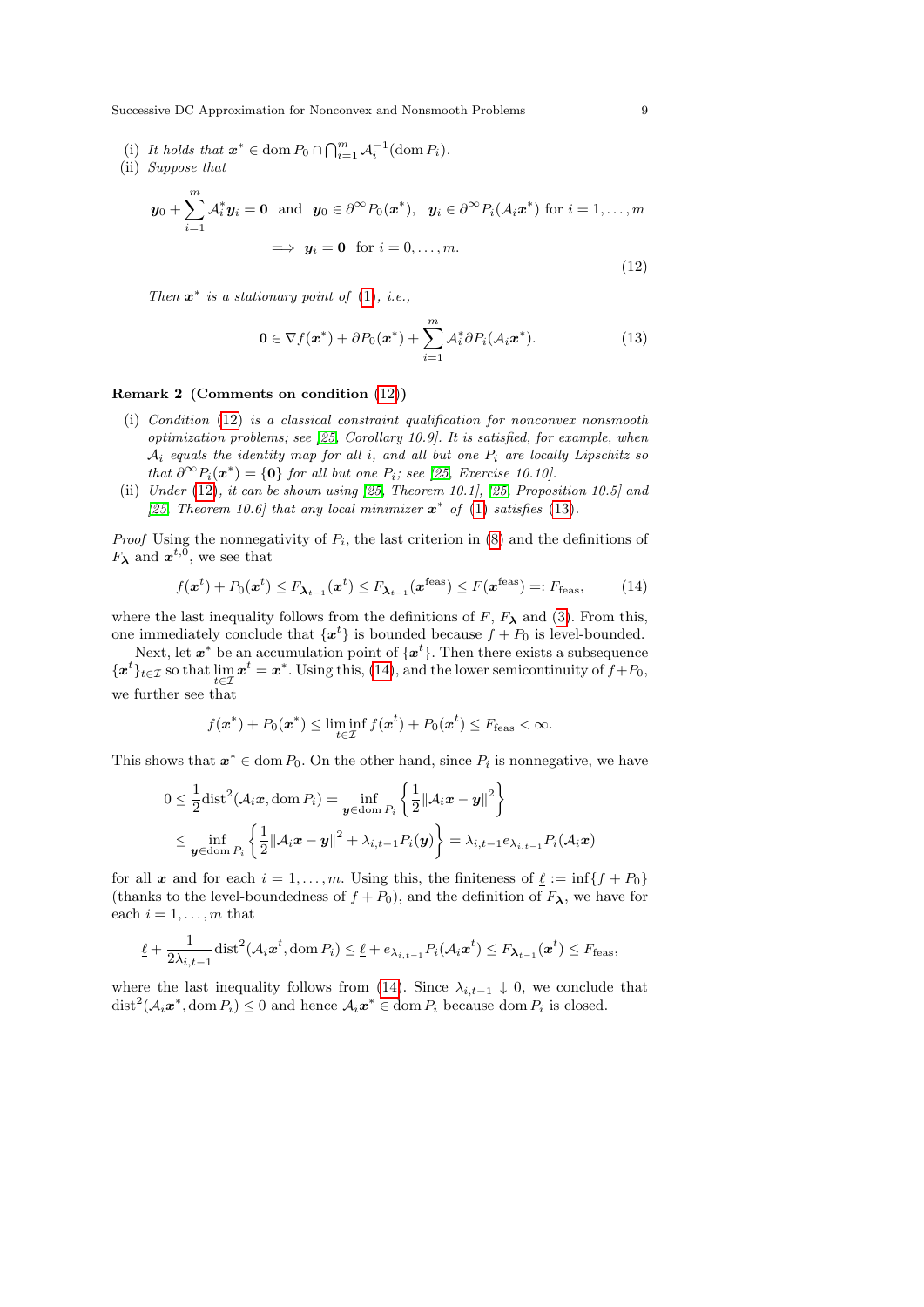(i) *It holds that* $\boldsymbol{x}^* \in \operatorname{dom} P_0 \cap \bigcap_{i=1}^m \mathcal{A}_i^{-1}(\operatorname{dom} P_i)$.

(ii) *Suppose that*

$$
\begin{aligned}
&\boldsymbol{y}_0 + \sum_{i=1}^m \mathcal{A}_i^* \boldsymbol{y}_i = \boldsymbol{0} \ \text{ and } \ \boldsymbol{y}_0 \in \partial^\infty P_0(\boldsymbol{x}^*), \ \ \boldsymbol{y}_i \in \partial^\infty P_i(\mathcal{A}_i \boldsymbol{x}^*) \text{ for } i = 1, \ldots, m \\
&\qquad\qquad\qquad \Longrightarrow \ \boldsymbol{y}_i = \boldsymbol{0} \ \text{ for } i = 0, \ldots, m.
\end{aligned}
\tag{12}
$$

*Then* $\boldsymbol{x}^*$ *is a stationary point of* (1), *i.e.,*

$$
\boldsymbol{0} \in \nabla f(\boldsymbol{x}^*) + \partial P_0(\boldsymbol{x}^*) + \sum_{i=1}^m \mathcal{A}_i^* \partial P_i(\mathcal{A}_i \boldsymbol{x}^*). \tag{13}
$$

**Remark 2 (Comments on condition (12))**

(i) *Condition* (12) *is a classical constraint qualification for nonconvex nonsmooth optimization problems; see [25, Corollary 10.9]. It is satisfied, for example, when* $\mathcal{A}_i$ *equals the identity map for all* $i$, *and all but one* $P_i$ *are locally Lipschitz so that* $\partial^\infty P_i(\boldsymbol{x}^*) = \{\boldsymbol{0}\}$ *for all but one* $P_i$; *see [25, Exercise 10.10].*

(ii) *Under* (12), *it can be shown using [25, Theorem 10.1], [25, Proposition 10.5] and [25, Theorem 10.6] that any local minimizer* $\boldsymbol{x}^*$ *of* (1) *satisfies* (13).

*Proof* Using the nonnegativity of $P_i$, the last criterion in (8) and the definitions of $F_{\boldsymbol{\lambda}}$ and $\boldsymbol{x}^{t,0}$, we see that

$$
f(\boldsymbol{x}^t) + P_0(\boldsymbol{x}^t) \le F_{\boldsymbol{\lambda}_{t-1}}(\boldsymbol{x}^t) \le F_{\boldsymbol{\lambda}_{t-1}}(\boldsymbol{x}^{\text{feas}}) \le F(\boldsymbol{x}^{\text{feas}}) =: F_{\text{feas}}, \tag{14}
$$

where the last inequality follows from the definitions of $F$, $F_{\boldsymbol{\lambda}}$ and (3). From this, one immediately conclude that $\{\boldsymbol{x}^t\}$ is bounded because $f + P_0$ is level-bounded.

Next, let $\boldsymbol{x}^*$ be an accumulation point of $\{\boldsymbol{x}^t\}$. Then there exists a subsequence $\{\boldsymbol{x}^t\}_{t\in\mathcal{I}}$ so that $\lim_{t\in\mathcal{I}} \boldsymbol{x}^t = \boldsymbol{x}^*$. Using this, (14), and the lower semicontinuity of $f+P_0$, we further see that

$$
f(\boldsymbol{x}^*) + P_0(\boldsymbol{x}^*) \le \liminf_{t\in\mathcal{I}} f(\boldsymbol{x}^t) + P_0(\boldsymbol{x}^t) \le F_{\text{feas}} < \infty.
$$

This shows that $\boldsymbol{x}^* \in \operatorname{dom} P_0$. On the other hand, since $P_i$ is nonnegative, we have

$$
\begin{aligned}
0 \le \frac{1}{2}\operatorname{dist}^2(\mathcal{A}_i \boldsymbol{x}, \operatorname{dom} P_i) &= \inf_{\boldsymbol{y}\in\operatorname{dom} P_i} \left\{ \frac{1}{2}\|\mathcal{A}_i \boldsymbol{x} - \boldsymbol{y}\|^2 \right\} \\
&\le \inf_{\boldsymbol{y}\in\operatorname{dom} P_i} \left\{ \frac{1}{2}\|\mathcal{A}_i \boldsymbol{x} - \boldsymbol{y}\|^2 + \lambda_{i,t-1} P_i(\boldsymbol{y}) \right\} = \lambda_{i,t-1} e_{\lambda_{i,t-1}} P_i(\mathcal{A}_i \boldsymbol{x})
\end{aligned}
$$

for all $\boldsymbol{x}$ and for each $i = 1, \ldots, m$. Using this, the finiteness of $\underline{\ell} := \inf\{f + P_0\}$ (thanks to the level-boundedness of $f + P_0$), and the definition of $F_{\boldsymbol{\lambda}}$, we have for each $i = 1, \ldots, m$ that

$$
\underline{\ell} + \frac{1}{2\lambda_{i,t-1}} \operatorname{dist}^2(\mathcal{A}_i \boldsymbol{x}^t, \operatorname{dom} P_i) \le \underline{\ell} + e_{\lambda_{i,t-1}} P_i(\mathcal{A}_i \boldsymbol{x}^t) \le F_{\boldsymbol{\lambda}_{t-1}}(\boldsymbol{x}^t) \le F_{\text{feas}},
$$

where the last inequality follows from (14). Since $\lambda_{i,t-1} \downarrow 0$, we conclude that $\operatorname{dist}^2(\mathcal{A}_i \boldsymbol{x}^*, \operatorname{dom} P_i) \le 0$ and hence $\mathcal{A}_i \boldsymbol{x}^* \in \operatorname{dom} P_i$ because $\operatorname{dom} P_i$ is closed.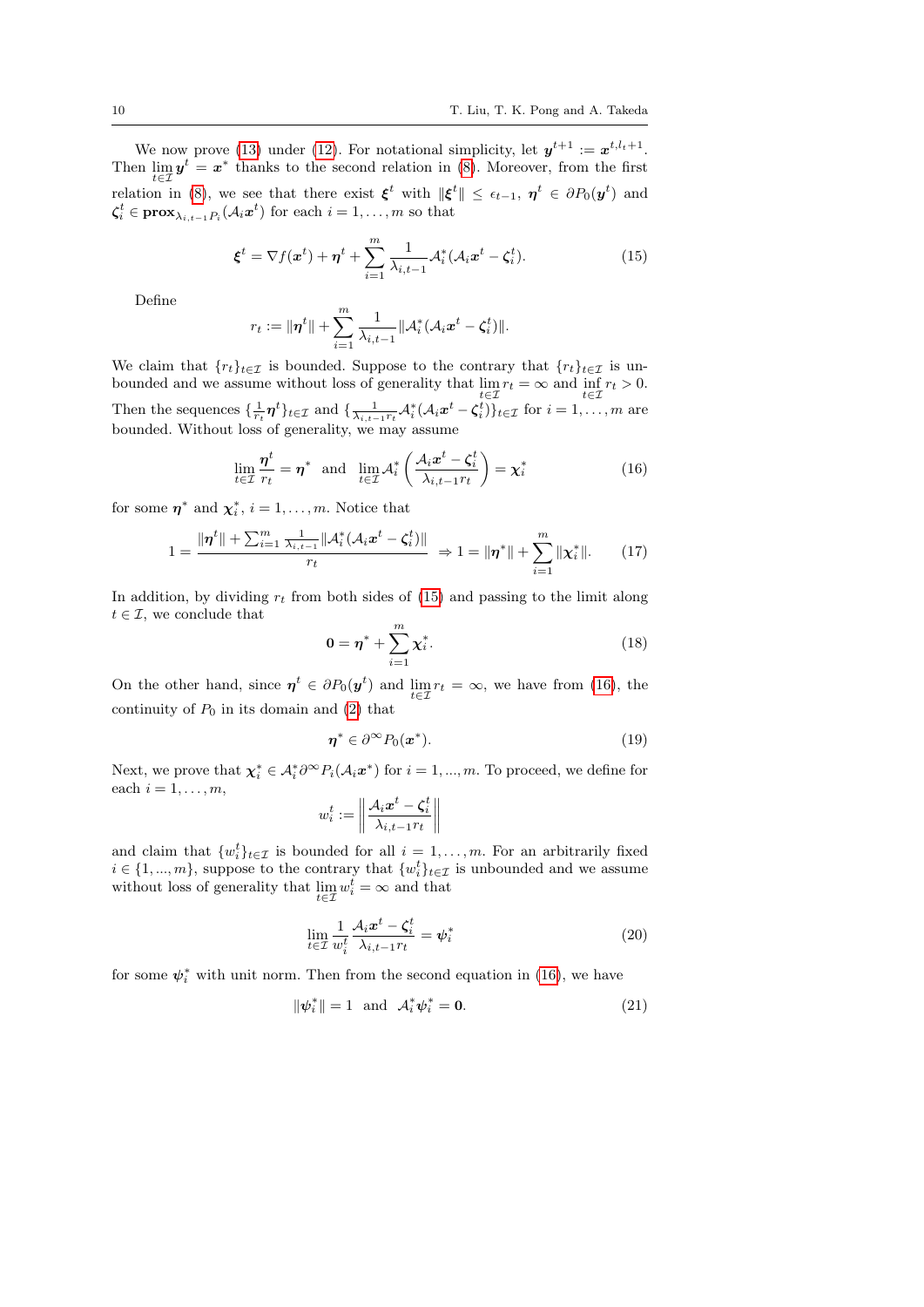We now prove (13) under (12). For notational simplicity, let $\boldsymbol{y}^{t+1} := \boldsymbol{x}^{t,l_t+1}$. Then $\lim_{t\in\mathcal{I}} \boldsymbol{y}^t = \boldsymbol{x}^*$ thanks to the second relation in (8). Moreover, from the first relation in (8), we see that there exist $\boldsymbol{\xi}^t$ with $\|\boldsymbol{\xi}^t\| \leq \epsilon_{t-1}$, $\boldsymbol{\eta}^t \in \partial P_0(\boldsymbol{y}^t)$ and $\boldsymbol{\zeta}_i^t \in \mathbf{prox}_{\lambda_{i,t-1}P_i}(\mathcal{A}_i \boldsymbol{x}^t)$ for each $i = 1, \ldots, m$ so that

$$\boldsymbol{\xi}^t = \nabla f(\boldsymbol{x}^t) + \boldsymbol{\eta}^t + \sum_{i=1}^m \frac{1}{\lambda_{i,t-1}} \mathcal{A}_i^*(\mathcal{A}_i \boldsymbol{x}^t - \boldsymbol{\zeta}_i^t). \tag{15}$$

Define

$$r_t := \|\boldsymbol{\eta}^t\| + \sum_{i=1}^m \frac{1}{\lambda_{i,t-1}} \|\mathcal{A}_i^*(\mathcal{A}_i \boldsymbol{x}^t - \boldsymbol{\zeta}_i^t)\|.$$

We claim that $\{r_t\}_{t\in\mathcal{I}}$ is bounded. Suppose to the contrary that $\{r_t\}_{t\in\mathcal{I}}$ is unbounded and we assume without loss of generality that $\lim_{t\in\mathcal{I}} r_t = \infty$ and $\inf_{t\in\mathcal{I}} r_t > 0$. Then the sequences $\{\frac{1}{r_t}\boldsymbol{\eta}^t\}_{t\in\mathcal{I}}$ and $\{\frac{1}{\lambda_{i,t-1}r_t}\mathcal{A}_i^*(\mathcal{A}_i \boldsymbol{x}^t - \boldsymbol{\zeta}_i^t)\}_{t\in\mathcal{I}}$ for $i = 1, \ldots, m$ are bounded. Without loss of generality, we may assume

$$\lim_{t\in\mathcal{I}} \frac{\boldsymbol{\eta}^t}{r_t} = \boldsymbol{\eta}^* \quad \text{and} \quad \lim_{t\in\mathcal{I}} \mathcal{A}_i^* \left( \frac{\mathcal{A}_i \boldsymbol{x}^t - \boldsymbol{\zeta}_i^t}{\lambda_{i,t-1} r_t} \right) = \boldsymbol{\chi}_i^* \tag{16}$$

for some $\boldsymbol{\eta}^*$ and $\boldsymbol{\chi}_i^*$, $i = 1, \ldots, m$. Notice that

$$1 = \frac{\|\boldsymbol{\eta}^t\| + \sum_{i=1}^m \frac{1}{\lambda_{i,t-1}} \|\mathcal{A}_i^*(\mathcal{A}_i \boldsymbol{x}^t - \boldsymbol{\zeta}_i^t)\|}{r_t} \Rightarrow 1 = \|\boldsymbol{\eta}^*\| + \sum_{i=1}^m \|\boldsymbol{\chi}_i^*\|. \tag{17}$$

In addition, by dividing $r_t$ from both sides of (15) and passing to the limit along $t \in \mathcal{I}$, we conclude that

$$\mathbf{0} = \boldsymbol{\eta}^* + \sum_{i=1}^m \boldsymbol{\chi}_i^*. \tag{18}$$

On the other hand, since $\boldsymbol{\eta}^t \in \partial P_0(\boldsymbol{y}^t)$ and $\lim_{t\in\mathcal{I}} r_t = \infty$, we have from (16), the continuity of $P_0$ in its domain and (2) that

$$\boldsymbol{\eta}^* \in \partial^\infty P_0(\boldsymbol{x}^*). \tag{19}$$

Next, we prove that $\boldsymbol{\chi}_i^* \in \mathcal{A}_i^* \partial^\infty P_i(\mathcal{A}_i \boldsymbol{x}^*)$ for $i = 1, ..., m$. To proceed, we define for each $i = 1, \ldots, m$,

$$w_i^t := \left\| \frac{\mathcal{A}_i \boldsymbol{x}^t - \boldsymbol{\zeta}_i^t}{\lambda_{i,t-1} r_t} \right\|$$

and claim that $\{w_i^t\}_{t\in\mathcal{I}}$ is bounded for all $i = 1, \ldots, m$. For an arbitrarily fixed $i \in \{1, ..., m\}$, suppose to the contrary that $\{w_i^t\}_{t\in\mathcal{I}}$ is unbounded and we assume without loss of generality that $\lim_{t\in\mathcal{I}} w_i^t = \infty$ and that

$$\lim_{t\in\mathcal{I}} \frac{1}{w_i^t} \frac{\mathcal{A}_i \boldsymbol{x}^t - \boldsymbol{\zeta}_i^t}{\lambda_{i,t-1} r_t} = \boldsymbol{\psi}_i^* \tag{20}$$

for some $\boldsymbol{\psi}_i^*$ with unit norm. Then from the second equation in (16), we have

$$\|\boldsymbol{\psi}_i^*\| = 1 \quad \text{and} \quad \mathcal{A}_i^* \boldsymbol{\psi}_i^* = \mathbf{0}. \tag{21}$$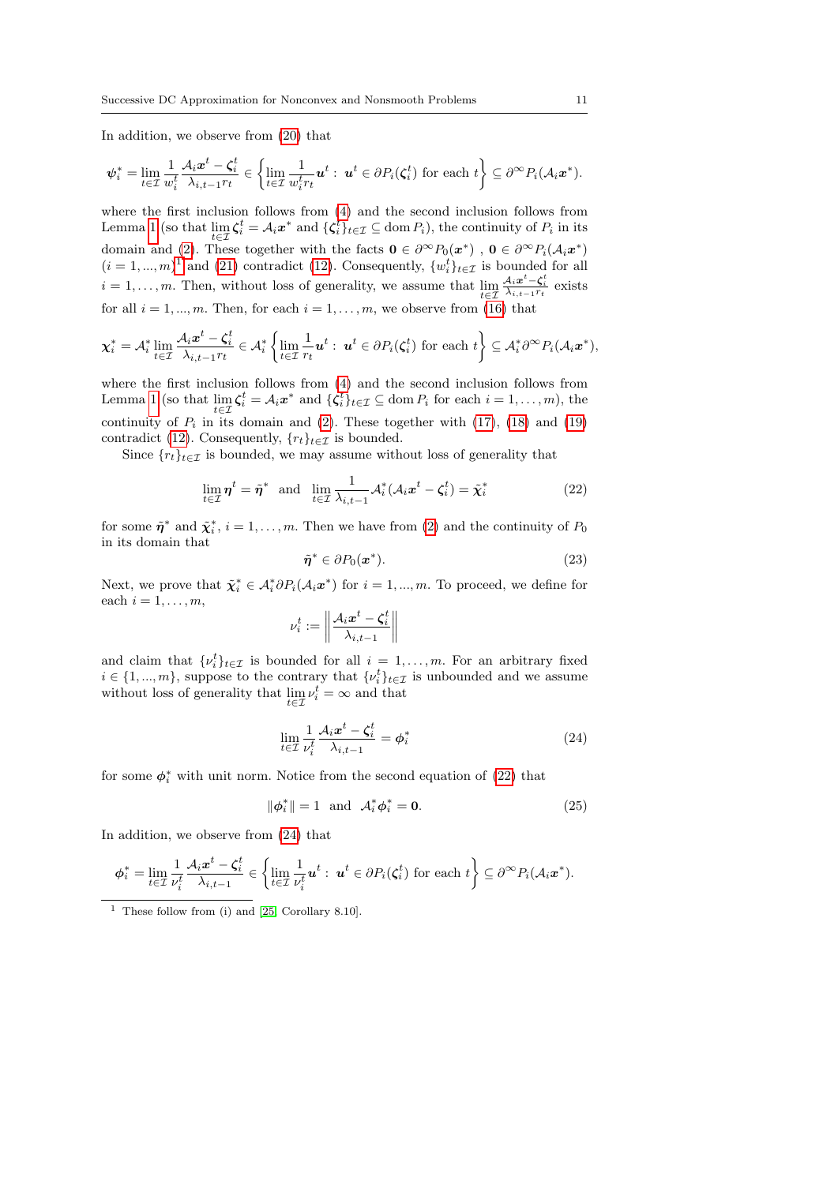In addition, we observe from (20) that

$$\boldsymbol{\psi}_i^* = \lim_{t\in\mathcal{I}} \frac{1}{w_i^t} \frac{\mathcal{A}_i\boldsymbol{x}^t - \boldsymbol{\zeta}_i^t}{\lambda_{i,t-1} r_t} \in \left\{ \lim_{t\in\mathcal{I}} \frac{1}{w_i^t r_t} \boldsymbol{u}^t : \boldsymbol{u}^t \in \partial P_i(\boldsymbol{\zeta}_i^t) \text{ for each } t \right\} \subseteq \partial^\infty P_i(\mathcal{A}_i\boldsymbol{x}^*).$$

where the first inclusion follows from (4) and the second inclusion follows from Lemma 1 (so that $\lim_{t\in\mathcal{I}} \boldsymbol{\zeta}_i^t = \mathcal{A}_i\boldsymbol{x}^*$ and $\{\boldsymbol{\zeta}_i^t\}_{t\in\mathcal{I}} \subseteq \operatorname{dom} P_i$), the continuity of $P_i$ in its domain and (2). These together with the facts $\mathbf{0} \in \partial^\infty P_0(\boldsymbol{x}^*)$ , $\mathbf{0} \in \partial^\infty P_i(\mathcal{A}_i\boldsymbol{x}^*)$ $(i = 1, ..., m)$[1] and (21) contradict (12). Consequently, $\{w_i^t\}_{t\in\mathcal{I}}$ is bounded for all $i = 1, \ldots, m$. Then, without loss of generality, we assume that $\lim_{t\in\mathcal{I}} \frac{\mathcal{A}_i\boldsymbol{x}^t - \boldsymbol{\zeta}_i^t}{\lambda_{i,t-1} r_t}$ exists for all $i = 1, ..., m$. Then, for each $i = 1, \ldots, m$, we observe from (16) that

$$\boldsymbol{\chi}_i^* = \mathcal{A}_i^* \lim_{t\in\mathcal{I}} \frac{\mathcal{A}_i\boldsymbol{x}^t - \boldsymbol{\zeta}_i^t}{\lambda_{i,t-1} r_t} \in \mathcal{A}_i^* \left\{ \lim_{t\in\mathcal{I}} \frac{1}{r_t} \boldsymbol{u}^t : \boldsymbol{u}^t \in \partial P_i(\boldsymbol{\zeta}_i^t) \text{ for each } t \right\} \subseteq \mathcal{A}_i^* \partial^\infty P_i(\mathcal{A}_i\boldsymbol{x}^*),$$

where the first inclusion follows from (4) and the second inclusion follows from Lemma 1 (so that $\lim_{t\in\mathcal{I}} \boldsymbol{\zeta}_i^t = \mathcal{A}_i\boldsymbol{x}^*$ and $\{\boldsymbol{\zeta}_i^t\}_{t\in\mathcal{I}} \subseteq \operatorname{dom} P_i$ for each $i = 1, \ldots, m$), the continuity of $P_i$ in its domain and (2). These together with (17), (18) and (19) contradict (12). Consequently, $\{r_t\}_{t\in\mathcal{I}}$ is bounded.

Since $\{r_t\}_{t\in\mathcal{I}}$ is bounded, we may assume without loss of generality that

$$\lim_{t\in\mathcal{I}} \boldsymbol{\eta}^t = \tilde{\boldsymbol{\eta}}^* \quad \text{and} \quad \lim_{t\in\mathcal{I}} \frac{1}{\lambda_{i,t-1}} \mathcal{A}_i^*(\mathcal{A}_i\boldsymbol{x}^t - \boldsymbol{\zeta}_i^t) = \tilde{\boldsymbol{\chi}}_i^* \tag{22}$$

for some $\tilde{\boldsymbol{\eta}}^*$ and $\tilde{\boldsymbol{\chi}}_i^*$, $i = 1, \ldots, m$. Then we have from (2) and the continuity of $P_0$ in its domain that

$$\tilde{\boldsymbol{\eta}}^* \in \partial P_0(\boldsymbol{x}^*). \tag{23}$$

Next, we prove that $\tilde{\boldsymbol{\chi}}_i^* \in \mathcal{A}_i^* \partial P_i(\mathcal{A}_i\boldsymbol{x}^*)$ for $i = 1, ..., m$. To proceed, we define for each $i = 1, \ldots, m$,

$$\nu_i^t := \left\| \frac{\mathcal{A}_i\boldsymbol{x}^t - \boldsymbol{\zeta}_i^t}{\lambda_{i,t-1}} \right\|$$

and claim that $\{\nu_i^t\}_{t\in\mathcal{I}}$ is bounded for all $i = 1, \ldots, m$. For an arbitrary fixed $i \in \{1, ..., m\}$, suppose to the contrary that $\{\nu_i^t\}_{t\in\mathcal{I}}$ is unbounded and we assume without loss of generality that $\lim_{t\in\mathcal{I}} \nu_i^t = \infty$ and that

$$\lim_{t\in\mathcal{I}} \frac{1}{\nu_i^t} \frac{\mathcal{A}_i\boldsymbol{x}^t - \boldsymbol{\zeta}_i^t}{\lambda_{i,t-1}} = \boldsymbol{\phi}_i^* \tag{24}$$

for some $\boldsymbol{\phi}_i^*$ with unit norm. Notice from the second equation of (22) that

$$\|\boldsymbol{\phi}_i^*\| = 1 \quad \text{and} \quad \mathcal{A}_i^* \boldsymbol{\phi}_i^* = \mathbf{0}. \tag{25}$$

In addition, we observe from (24) that

$$\boldsymbol{\phi}_i^* = \lim_{t\in\mathcal{I}} \frac{1}{\nu_i^t} \frac{\mathcal{A}_i\boldsymbol{x}^t - \boldsymbol{\zeta}_i^t}{\lambda_{i,t-1}} \in \left\{ \lim_{t\in\mathcal{I}} \frac{1}{\nu_i^t} \boldsymbol{u}^t : \boldsymbol{u}^t \in \partial P_i(\boldsymbol{\zeta}_i^t) \text{ for each } t \right\} \subseteq \partial^\infty P_i(\mathcal{A}_i\boldsymbol{x}^*).$$

[1] These follow from (i) and [25, Corollary 8.10].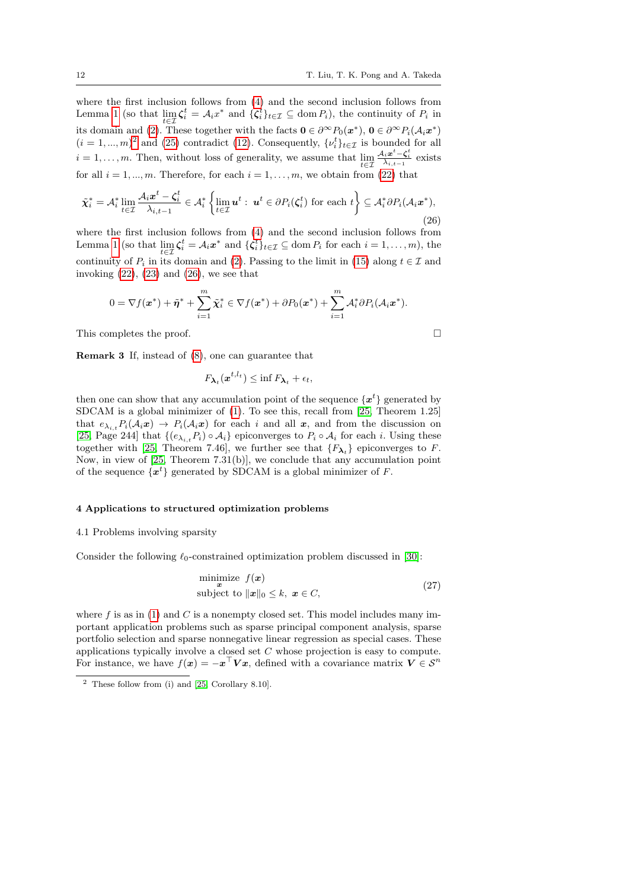where the first inclusion follows from (4) and the second inclusion follows from Lemma 1 (so that $\lim_{t\in\mathcal{I}} \boldsymbol{\zeta}_i^t = \mathcal{A}_i x^*$ and $\{\boldsymbol{\zeta}_i^t\}_{t\in\mathcal{I}} \subseteq \operatorname{dom} P_i$), the continuity of $P_i$ in its domain and (2). These together with the facts $\mathbf{0} \in \partial^\infty P_0(\boldsymbol{x}^*)$, $\mathbf{0} \in \partial^\infty P_i(\mathcal{A}_i \boldsymbol{x}^*)$ $(i = 1, ..., m)$[2] and (25) contradict (12). Consequently, $\{\nu_i^t\}_{t\in\mathcal{I}}$ is bounded for all $i = 1, \ldots, m$. Then, without loss of generality, we assume that $\lim_{t\in\mathcal{I}} \frac{\mathcal{A}_i \boldsymbol{x}^t - \boldsymbol{\zeta}_i^t}{\lambda_{i,t-1}}$ exists for all $i = 1, ..., m$. Therefore, for each $i = 1, \ldots, m$, we obtain from (22) that

$$
\tilde{\boldsymbol{\chi}}_i^* = \mathcal{A}_i^* \lim_{t\in\mathcal{I}} \frac{\mathcal{A}_i \boldsymbol{x}^t - \boldsymbol{\zeta}_i^t}{\lambda_{i,t-1}} \in \mathcal{A}_i^* \left\{ \lim_{t\in\mathcal{I}} \boldsymbol{u}^t : \ \boldsymbol{u}^t \in \partial P_i(\boldsymbol{\zeta}_i^t) \text{ for each } t \right\} \subseteq \mathcal{A}_i^* \partial P_i(\mathcal{A}_i \boldsymbol{x}^*), \tag{26}
$$

where the first inclusion follows from (4) and the second inclusion follows from Lemma 1 (so that $\lim_{t\in\mathcal{I}} \boldsymbol{\zeta}_i^t = \mathcal{A}_i \boldsymbol{x}^*$ and $\{\boldsymbol{\zeta}_i^t\}_{t\in\mathcal{I}} \subseteq \operatorname{dom} P_i$ for each $i = 1, \ldots, m$), the continuity of $P_i$ in its domain and (2). Passing to the limit in (15) along $t \in \mathcal{I}$ and invoking (22), (23) and (26), we see that

$$
0 = \nabla f(\boldsymbol{x}^*) + \tilde{\boldsymbol{\eta}}^* + \sum_{i=1}^m \tilde{\boldsymbol{\chi}}_i^* \in \nabla f(\boldsymbol{x}^*) + \partial P_0(\boldsymbol{x}^*) + \sum_{i=1}^m \mathcal{A}_i^* \partial P_i(\mathcal{A}_i \boldsymbol{x}^*).
$$

This completes the proof. $\square$

**Remark 3** If, instead of (8), one can guarantee that

$$
F_{\boldsymbol{\lambda}_t}(\boldsymbol{x}^{t,l_t}) \le \inf F_{\boldsymbol{\lambda}_t} + \epsilon_t,
$$

then one can show that any accumulation point of the sequence $\{\boldsymbol{x}^t\}$ generated by SDCAM is a global minimizer of (1). To see this, recall from [25, Theorem 1.25] that $e_{\lambda_{i,t}} P_i(\mathcal{A}_i \boldsymbol{x}) \to P_i(\mathcal{A}_i \boldsymbol{x})$ for each $i$ and all $\boldsymbol{x}$, and from the discussion on [25, Page 244] that $\{(e_{\lambda_{i,t}} P_i) \circ \mathcal{A}_i\}$ epiconverges to $P_i \circ \mathcal{A}_i$ for each $i$. Using these together with [25, Theorem 7.46], we further see that $\{F_{\boldsymbol{\lambda}_t}\}$ epiconverges to $F$. Now, in view of [25, Theorem 7.31(b)], we conclude that any accumulation point of the sequence $\{\boldsymbol{x}^t\}$ generated by SDCAM is a global minimizer of $F$.

## 4 Applications to structured optimization problems

### 4.1 Problems involving sparsity

Consider the following $\ell_0$-constrained optimization problem discussed in [30]:

$$
\begin{array}{ll}
\underset{\boldsymbol{x}}{\text{minimize}} & f(\boldsymbol{x}) \\
\text{subject to} & \|\boldsymbol{x}\|_0 \le k, \ \boldsymbol{x} \in C,
\end{array} \tag{27}
$$

where $f$ is as in (1) and $C$ is a nonempty closed set. This model includes many important application problems such as sparse principal component analysis, sparse portfolio selection and sparse nonnegative linear regression as special cases. These applications typically involve a closed set $C$ whose projection is easy to compute. For instance, we have $f(\boldsymbol{x}) = -\boldsymbol{x}^\top \boldsymbol{V} \boldsymbol{x}$, defined with a covariance matrix $\boldsymbol{V} \in \mathcal{S}^n$

[2] These follow from (i) and [25, Corollary 8.10].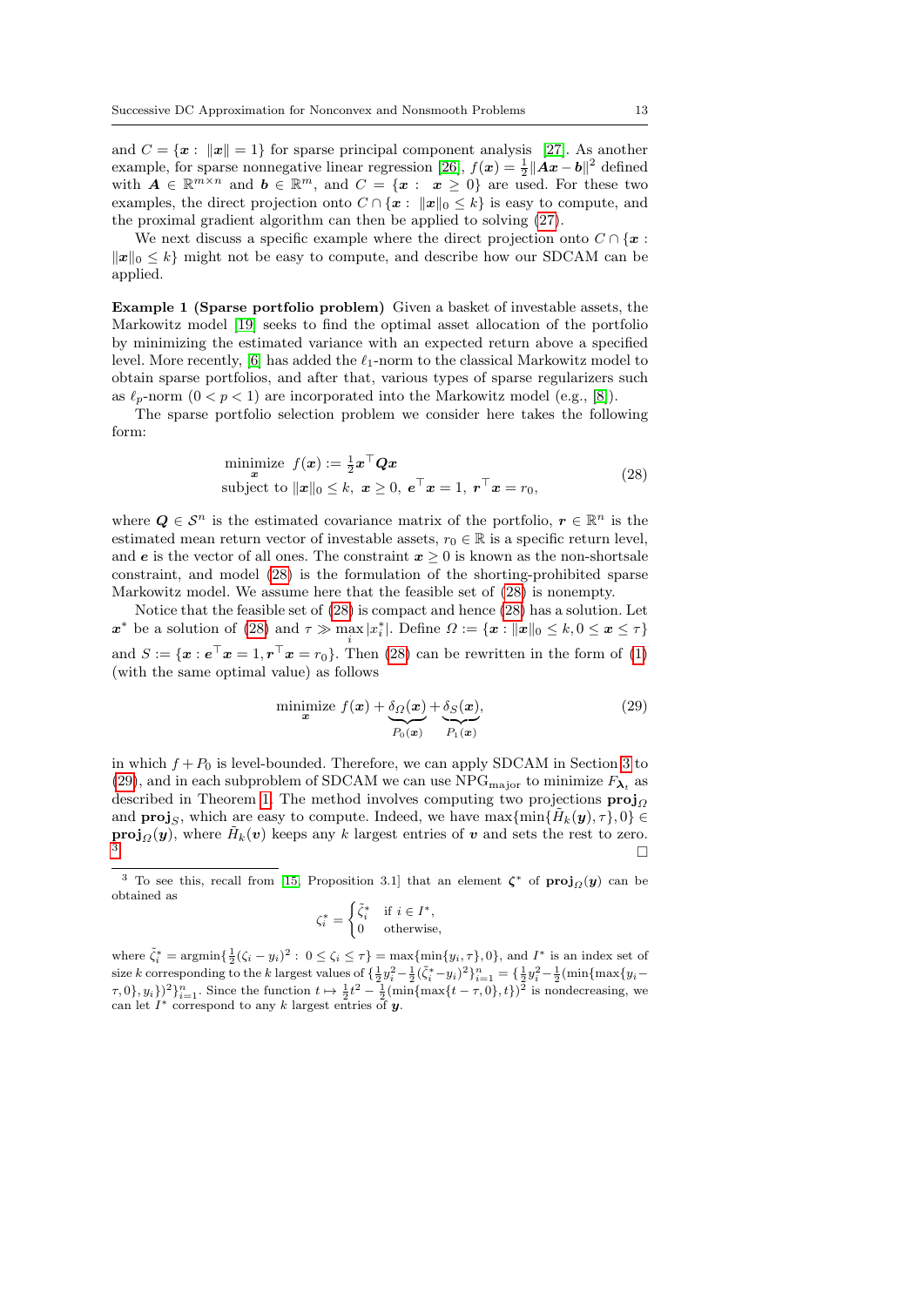and $C = \{\boldsymbol{x} : \|\boldsymbol{x}\| = 1\}$ for sparse principal component analysis [27]. As another example, for sparse nonnegative linear regression [26], $f(\boldsymbol{x}) = \frac{1}{2}\|\boldsymbol{A}\boldsymbol{x} - \boldsymbol{b}\|^2$ defined with $\boldsymbol{A} \in \mathbb{R}^{m\times n}$ and $\boldsymbol{b} \in \mathbb{R}^m$, and $C = \{\boldsymbol{x} : \boldsymbol{x} \geq 0\}$ are used. For these two examples, the direct projection onto $C \cap \{\boldsymbol{x} : \|\boldsymbol{x}\|_0 \leq k\}$ is easy to compute, and the proximal gradient algorithm can then be applied to solving (27).

We next discuss a specific example where the direct projection onto $C \cap \{\boldsymbol{x} : \|\boldsymbol{x}\|_0 \leq k\}$ might not be easy to compute, and describe how our SDCAM can be applied.

**Example 1 (Sparse portfolio problem)** Given a basket of investable assets, the Markowitz model [19] seeks to find the optimal asset allocation of the portfolio by minimizing the estimated variance with an expected return above a specified level. More recently, [6] has added the $\ell_1$-norm to the classical Markowitz model to obtain sparse portfolios, and after that, various types of sparse regularizers such as $\ell_p$-norm $(0 < p < 1)$ are incorporated into the Markowitz model (e.g., [8]).

The sparse portfolio selection problem we consider here takes the following form:

$$
\begin{aligned}
&\underset{\boldsymbol{x}}{\text{minimize}}\ \ f(\boldsymbol{x}) := \tfrac{1}{2}\boldsymbol{x}^\top \boldsymbol{Q}\boldsymbol{x} \\
&\text{subject to } \|\boldsymbol{x}\|_0 \leq k,\ \boldsymbol{x} \geq 0,\ \boldsymbol{e}^\top \boldsymbol{x} = 1,\ \boldsymbol{r}^\top \boldsymbol{x} = r_0,
\end{aligned}
\tag{28}
$$

where $\boldsymbol{Q} \in \mathcal{S}^n$ is the estimated covariance matrix of the portfolio, $\boldsymbol{r} \in \mathbb{R}^n$ is the estimated mean return vector of investable assets, $r_0 \in \mathbb{R}$ is a specific return level, and $\boldsymbol{e}$ is the vector of all ones. The constraint $\boldsymbol{x} \geq 0$ is known as the non-shortsale constraint, and model (28) is the formulation of the shorting-prohibited sparse Markowitz model. We assume here that the feasible set of (28) is nonempty.

Notice that the feasible set of (28) is compact and hence (28) has a solution. Let $\boldsymbol{x}^*$ be a solution of (28) and $\tau \gg \max_i |x_i^*|$. Define $\varOmega := \{\boldsymbol{x} : \|\boldsymbol{x}\|_0 \leq k, 0 \leq \boldsymbol{x} \leq \tau\}$ and $S := \{\boldsymbol{x} : \boldsymbol{e}^\top \boldsymbol{x} = 1, \boldsymbol{r}^\top \boldsymbol{x} = r_0\}$. Then (28) can be rewritten in the form of (1) (with the same optimal value) as follows

$$
\underset{\boldsymbol{x}}{\text{minimize}}\ f(\boldsymbol{x}) + \underbrace{\delta_\varOmega(\boldsymbol{x})}_{P_0(\boldsymbol{x})} + \underbrace{\delta_S(\boldsymbol{x})}_{P_1(\boldsymbol{x})},
\tag{29}
$$

in which $f + P_0$ is level-bounded. Therefore, we can apply SDCAM in Section 3 to (29), and in each subproblem of SDCAM we can use $\text{NPG}_{\text{major}}$ to minimize $F_{\boldsymbol{\lambda}_t}$ as described in Theorem 1. The method involves computing two projections $\mathbf{proj}_\varOmega$ and $\mathbf{proj}_S$, which are easy to compute. Indeed, we have $\max\{\min\{\tilde{H}_k(\boldsymbol{y}), \tau\}, 0\} \in \mathbf{proj}_\varOmega(\boldsymbol{y})$, where $\tilde{H}_k(\boldsymbol{v})$ keeps any $k$ largest entries of $\boldsymbol{v}$ and sets the rest to zero. [3] $\square$

[3] To see this, recall from [15, Proposition 3.1] that an element $\boldsymbol{\zeta}^*$ of $\mathbf{proj}_\varOmega(\boldsymbol{y})$ can be obtained as

$$
\zeta_i^* = \begin{cases} \tilde{\zeta}_i^* & \text{if } i \in I^*, \\ 0 & \text{otherwise,} \end{cases}
$$

where $\tilde{\zeta}_i^* = \operatorname{argmin}\{\frac{1}{2}(\zeta_i - y_i)^2 : 0 \leq \zeta_i \leq \tau\} = \max\{\min\{y_i, \tau\}, 0\}$, and $I^*$ is an index set of size $k$ corresponding to the $k$ largest values of $\{\frac{1}{2}y_i^2 - \frac{1}{2}(\tilde{\zeta}_i^* - y_i)^2\}_{i=1}^n = \{\frac{1}{2}y_i^2 - \frac{1}{2}(\min\{\max\{y_i - \tau, 0\}, y_i\})^2\}_{i=1}^n$. Since the function $t \mapsto \frac{1}{2}t^2 - \frac{1}{2}(\min\{\max\{t-\tau, 0\}, t\})^2$ is nondecreasing, we can let $I^*$ correspond to any $k$ largest entries of $\boldsymbol{y}$.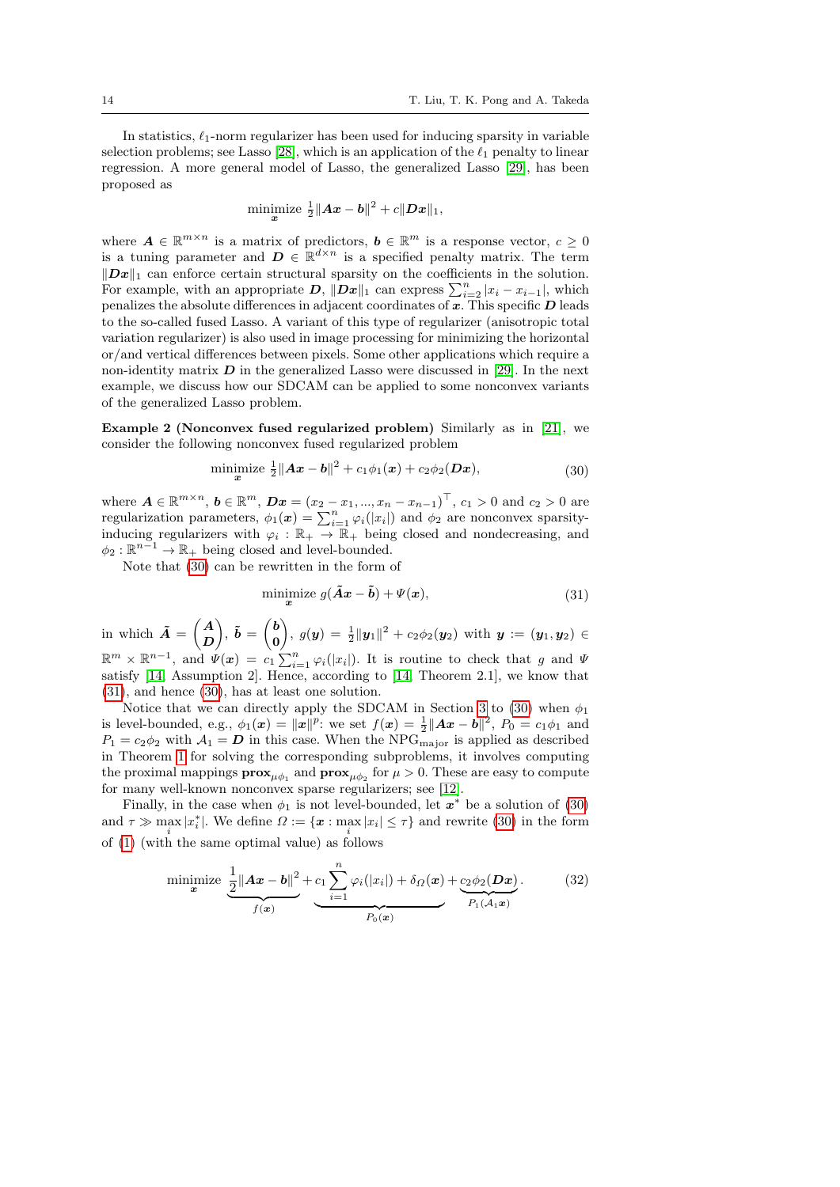In statistics, $\ell_1$-norm regularizer has been used for inducing sparsity in variable selection problems; see Lasso [28], which is an application of the $\ell_1$ penalty to linear regression. A more general model of Lasso, the generalized Lasso [29], has been proposed as

$$\underset{\boldsymbol{x}}{\text{minimize}}\ \tfrac{1}{2}\|\boldsymbol{A}\boldsymbol{x}-\boldsymbol{b}\|^2 + c\|\boldsymbol{D}\boldsymbol{x}\|_1,$$

where $\boldsymbol{A} \in \mathbb{R}^{m\times n}$ is a matrix of predictors, $\boldsymbol{b} \in \mathbb{R}^m$ is a response vector, $c \geq 0$ is a tuning parameter and $\boldsymbol{D} \in \mathbb{R}^{d\times n}$ is a specified penalty matrix. The term $\|\boldsymbol{D}\boldsymbol{x}\|_1$ can enforce certain structural sparsity on the coefficients in the solution. For example, with an appropriate $\boldsymbol{D}$, $\|\boldsymbol{D}\boldsymbol{x}\|_1$ can express $\sum_{i=2}^n |x_i - x_{i-1}|$, which penalizes the absolute differences in adjacent coordinates of $\boldsymbol{x}$. This specific $\boldsymbol{D}$ leads to the so-called fused Lasso. A variant of this type of regularizer (anisotropic total variation regularizer) is also used in image processing for minimizing the horizontal or/and vertical differences between pixels. Some other applications which require a non-identity matrix $\boldsymbol{D}$ in the generalized Lasso were discussed in [29]. In the next example, we discuss how our SDCAM can be applied to some nonconvex variants of the generalized Lasso problem.

**Example 2 (Nonconvex fused regularized problem)** Similarly as in [21], we consider the following nonconvex fused regularized problem

$$\underset{\boldsymbol{x}}{\text{minimize}}\ \tfrac{1}{2}\|\boldsymbol{A}\boldsymbol{x}-\boldsymbol{b}\|^2 + c_1\phi_1(\boldsymbol{x}) + c_2\phi_2(\boldsymbol{D}\boldsymbol{x}), \tag{30}$$

where $\boldsymbol{A} \in \mathbb{R}^{m\times n}$, $\boldsymbol{b} \in \mathbb{R}^m$, $\boldsymbol{D}\boldsymbol{x} = (x_2 - x_1, ..., x_n - x_{n-1})^\top$, $c_1 > 0$ and $c_2 > 0$ are regularization parameters, $\phi_1(\boldsymbol{x}) = \sum_{i=1}^n \varphi_i(|x_i|)$ and $\phi_2$ are nonconvex sparsity-inducing regularizers with $\varphi_i : \mathbb{R}_+ \to \mathbb{R}_+$ being closed and nondecreasing, and $\phi_2 : \mathbb{R}^{n-1} \to \mathbb{R}_+$ being closed and level-bounded.

Note that (30) can be rewritten in the form of

$$\underset{\boldsymbol{x}}{\text{minimize}}\ g(\tilde{\boldsymbol{A}}\boldsymbol{x} - \tilde{\boldsymbol{b}}) + \Psi(\boldsymbol{x}), \tag{31}$$

in which $\tilde{\boldsymbol{A}} = \begin{pmatrix}\boldsymbol{A}\\ \boldsymbol{D}\end{pmatrix}$, $\tilde{\boldsymbol{b}} = \begin{pmatrix}\boldsymbol{b}\\ \boldsymbol{0}\end{pmatrix}$, $g(\boldsymbol{y}) = \frac{1}{2}\|\boldsymbol{y}_1\|^2 + c_2\phi_2(\boldsymbol{y}_2)$ with $\boldsymbol{y} := (\boldsymbol{y}_1, \boldsymbol{y}_2) \in \mathbb{R}^m \times \mathbb{R}^{n-1}$, and $\Psi(\boldsymbol{x}) = c_1\sum_{i=1}^n \varphi_i(|x_i|)$. It is routine to check that $g$ and $\Psi$ satisfy [14, Assumption 2]. Hence, according to [14, Theorem 2.1], we know that (31), and hence (30), has at least one solution.

Notice that we can directly apply the SDCAM in Section 3 to (30) when $\phi_1$ is level-bounded, e.g., $\phi_1(\boldsymbol{x}) = \|\boldsymbol{x}\|^p$: we set $f(\boldsymbol{x}) = \frac{1}{2}\|\boldsymbol{A}\boldsymbol{x}-\boldsymbol{b}\|^2$, $P_0 = c_1\phi_1$ and $P_1 = c_2\phi_2$ with $\mathcal{A}_1 = \boldsymbol{D}$ in this case. When the $\text{NPG}_{\text{major}}$ is applied as described in Theorem 1 for solving the corresponding subproblems, it involves computing the proximal mappings $\mathbf{prox}_{\mu\phi_1}$ and $\mathbf{prox}_{\mu\phi_2}$ for $\mu > 0$. These are easy to compute for many well-known nonconvex sparse regularizers; see [12].

Finally, in the case when $\phi_1$ is not level-bounded, let $\boldsymbol{x}^*$ be a solution of (30) and $\tau \gg \max_i |x_i^*|$. We define $\Omega := \{\boldsymbol{x} : \max_i |x_i| \leq \tau\}$ and rewrite (30) in the form of (1) (with the same optimal value) as follows

$$\underset{\boldsymbol{x}}{\text{minimize}}\ \underbrace{\frac{1}{2}\|\boldsymbol{A}\boldsymbol{x}-\boldsymbol{b}\|^2}_{f(\boldsymbol{x})} + \underbrace{c_1\sum_{i=1}^n \varphi_i(|x_i|) + \delta_\Omega(\boldsymbol{x})}_{P_0(\boldsymbol{x})} + \underbrace{c_2\phi_2(\boldsymbol{D}\boldsymbol{x})}_{P_1(\mathcal{A}_1\boldsymbol{x})}. \tag{32}$$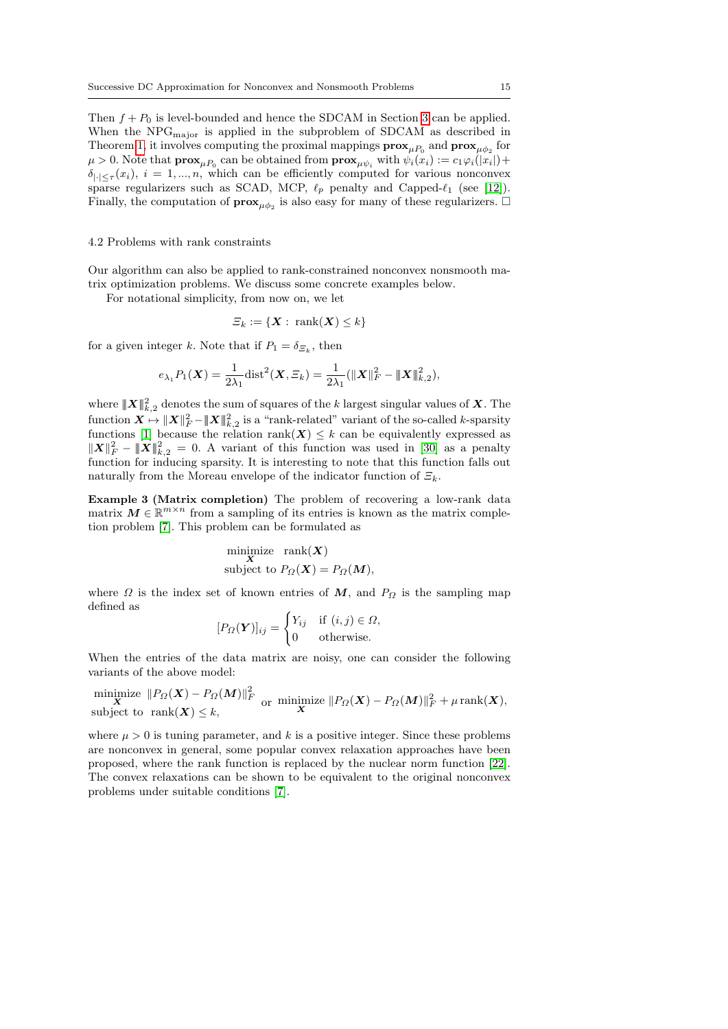Then $f + P_0$ is level-bounded and hence the SDCAM in Section 3 can be applied. When the $\text{NPG}_{\text{major}}$ is applied in the subproblem of SDCAM as described in Theorem 1, it involves computing the proximal mappings $\mathbf{prox}_{\mu P_0}$ and $\mathbf{prox}_{\mu \phi_2}$ for $\mu > 0$. Note that $\mathbf{prox}_{\mu P_0}$ can be obtained from $\mathbf{prox}_{\mu \psi_i}$ with $\psi_i(x_i) := c_1 \varphi_i(|x_i|) + \delta_{|\cdot| \le \tau}(x_i)$, $i = 1, ..., n$, which can be efficiently computed for various nonconvex sparse regularizers such as SCAD, MCP, $\ell_p$ penalty and Capped-$\ell_1$ (see [12]). Finally, the computation of $\mathbf{prox}_{\mu \phi_2}$ is also easy for many of these regularizers. □

### 4.2 Problems with rank constraints

Our algorithm can also be applied to rank-constrained nonconvex nonsmooth matrix optimization problems. We discuss some concrete examples below.

For notational simplicity, from now on, we let

$$\Xi_k := \{\boldsymbol{X} : \operatorname{rank}(\boldsymbol{X}) \le k\}$$

for a given integer $k$. Note that if $P_1 = \delta_{\Xi_k}$, then

$$e_{\lambda_1} P_1(\boldsymbol{X}) = \frac{1}{2\lambda_1} \operatorname{dist}^2(\boldsymbol{X}, \Xi_k) = \frac{1}{2\lambda_1} (\|\boldsymbol{X}\|_F^2 - \|\boldsymbol{X}\|_{k,2}^2),$$

where $\|\boldsymbol{X}\|_{k,2}^2$ denotes the sum of squares of the $k$ largest singular values of $\boldsymbol{X}$. The function $\boldsymbol{X} \mapsto \|\boldsymbol{X}\|_F^2 - \|\boldsymbol{X}\|_{k,2}^2$ is a "rank-related" variant of the so-called $k$-sparsity functions [1] because the relation $\operatorname{rank}(\boldsymbol{X}) \le k$ can be equivalently expressed as $\|\boldsymbol{X}\|_F^2 - \|\boldsymbol{X}\|_{k,2}^2 = 0$. A variant of this function was used in [30] as a penalty function for inducing sparsity. It is interesting to note that this function falls out naturally from the Moreau envelope of the indicator function of $\Xi_k$.

**Example 3 (Matrix completion)** The problem of recovering a low-rank data matrix $\boldsymbol{M} \in \mathbb{R}^{m \times n}$ from a sampling of its entries is known as the matrix completion problem [7]. This problem can be formulated as

$$\begin{aligned} \underset{\boldsymbol{X}}{\text{minimize}} \quad & \operatorname{rank}(\boldsymbol{X}) \\ \text{subject to } & P_\Omega(\boldsymbol{X}) = P_\Omega(\boldsymbol{M}), \end{aligned}$$

where $\Omega$ is the index set of known entries of $\boldsymbol{M}$, and $P_\Omega$ is the sampling map defined as

$$[P_\Omega(\boldsymbol{Y})]_{ij} = \begin{cases} Y_{ij} & \text{if } (i,j) \in \Omega, \\ 0 & \text{otherwise.} \end{cases}$$

When the entries of the data matrix are noisy, one can consider the following variants of the above model:

$$\begin{aligned} \underset{\boldsymbol{X}}{\text{minimize}} \;\; & \|P_\Omega(\boldsymbol{X}) - P_\Omega(\boldsymbol{M})\|_F^2 \\ \text{subject to } \;\; & \operatorname{rank}(\boldsymbol{X}) \le k, \end{aligned} \quad \text{or} \quad \underset{\boldsymbol{X}}{\text{minimize}} \; \|P_\Omega(\boldsymbol{X}) - P_\Omega(\boldsymbol{M})\|_F^2 + \mu \operatorname{rank}(\boldsymbol{X}),$$

where $\mu > 0$ is tuning parameter, and $k$ is a positive integer. Since these problems are nonconvex in general, some popular convex relaxation approaches have been proposed, where the rank function is replaced by the nuclear norm function [22]. The convex relaxations can be shown to be equivalent to the original nonconvex problems under suitable conditions [7].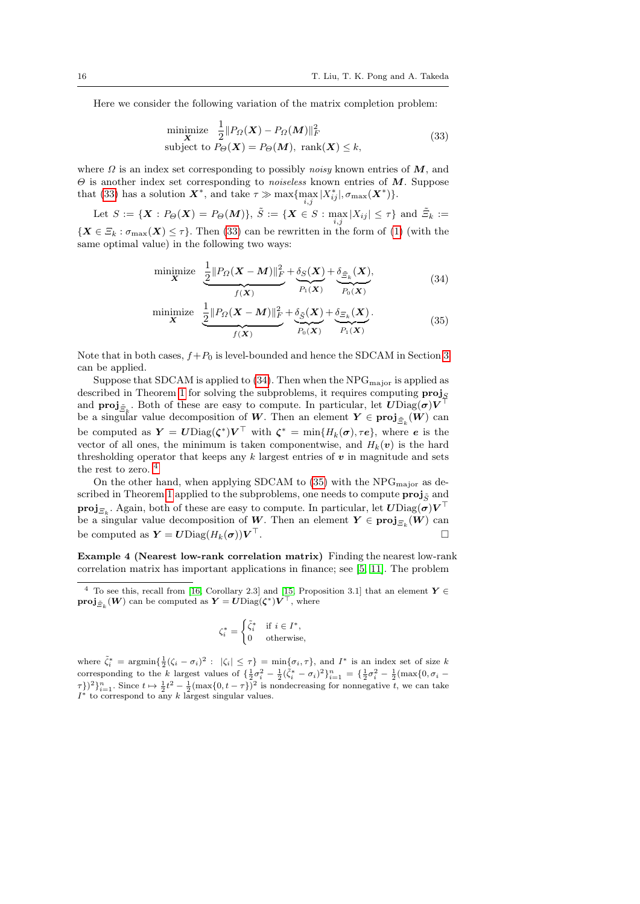Here we consider the following variation of the matrix completion problem:

$$
\begin{array}{ll}
\underset{\boldsymbol{X}}{\text{minimize}} & \frac{1}{2}\|P_\Omega(\boldsymbol{X}) - P_\Omega(\boldsymbol{M})\|_F^2 \\
\text{subject to} & P_\Theta(\boldsymbol{X}) = P_\Theta(\boldsymbol{M}),\ \operatorname{rank}(\boldsymbol{X}) \le k,
\end{array}
\tag{33}
$$

where $\Omega$ is an index set corresponding to possibly *noisy* known entries of $\boldsymbol{M}$, and $\Theta$ is another index set corresponding to *noiseless* known entries of $\boldsymbol{M}$. Suppose that (33) has a solution $\boldsymbol{X}^*$, and take $\tau \gg \max\{\max_{i,j}|X^*_{ij}|, \sigma_{\max}(\boldsymbol{X}^*)\}$.

Let $S := \{\boldsymbol{X} : P_\Theta(\boldsymbol{X}) = P_\Theta(\boldsymbol{M})\}$, $\tilde{S} := \{\boldsymbol{X} \in S : \max_{i,j}|X_{ij}| \le \tau\}$ and $\tilde{\Xi}_k := \{\boldsymbol{X} \in \Xi_k : \sigma_{\max}(\boldsymbol{X}) \le \tau\}$. Then (33) can be rewritten in the form of (1) (with the same optimal value) in the following two ways:

$$
\underset{\boldsymbol{X}}{\text{minimize}} \quad \underbrace{\frac{1}{2}\|P_\Omega(\boldsymbol{X} - \boldsymbol{M})\|_F^2}_{f(\boldsymbol{X})} + \underbrace{\delta_S(\boldsymbol{X})}_{P_1(\boldsymbol{X})} + \underbrace{\delta_{\tilde{\Xi}_k}(\boldsymbol{X})}_{P_0(\boldsymbol{X})}, \tag{34}
$$

$$
\underset{\boldsymbol{X}}{\text{minimize}} \quad \underbrace{\frac{1}{2}\|P_\Omega(\boldsymbol{X} - \boldsymbol{M})\|_F^2}_{f(\boldsymbol{X})} + \underbrace{\delta_{\tilde{S}}(\boldsymbol{X})}_{P_0(\boldsymbol{X})} + \underbrace{\delta_{\Xi_k}(\boldsymbol{X})}_{P_1(\boldsymbol{X})}. \tag{35}
$$

Note that in both cases, $f + P_0$ is level-bounded and hence the SDCAM in Section 3 can be applied.

Suppose that SDCAM is applied to (34). Then when the $\text{NPG}_{\text{major}}$ is applied as described in Theorem 1 for solving the subproblems, it requires computing $\mathbf{proj}_S$ and $\mathbf{proj}_{\tilde{\Xi}_k}$. Both of these are easy to compute. In particular, let $\boldsymbol{U}\text{Diag}(\boldsymbol{\sigma})\boldsymbol{V}^\top$ be a singular value decomposition of $\boldsymbol{W}$. Then an element $\boldsymbol{Y} \in \mathbf{proj}_{\tilde{\Xi}_k}(\boldsymbol{W})$ can be computed as $\boldsymbol{Y} = \boldsymbol{U}\text{Diag}(\boldsymbol{\zeta}^*)\boldsymbol{V}^\top$ with $\boldsymbol{\zeta}^* = \min\{H_k(\boldsymbol{\sigma}), \tau\boldsymbol{e}\}$, where $\boldsymbol{e}$ is the vector of all ones, the minimum is taken componentwise, and $H_k(\boldsymbol{v})$ is the hard thresholding operator that keeps any $k$ largest entries of $\boldsymbol{v}$ in magnitude and sets the rest to zero. [4]

On the other hand, when applying SDCAM to (35) with the $\text{NPG}_{\text{major}}$ as described in Theorem 1 applied to the subproblems, one needs to compute $\mathbf{proj}_{\tilde{S}}$ and $\mathbf{proj}_{\Xi_k}$. Again, both of these are easy to compute. In particular, let $\boldsymbol{U}\text{Diag}(\boldsymbol{\sigma})\boldsymbol{V}^\top$ be a singular value decomposition of $\boldsymbol{W}$. Then an element $\boldsymbol{Y} \in \mathbf{proj}_{\Xi_k}(\boldsymbol{W})$ can be computed as $\boldsymbol{Y} = \boldsymbol{U}\text{Diag}(H_k(\boldsymbol{\sigma}))\boldsymbol{V}^\top$. □

**Example 4 (Nearest low-rank correlation matrix)** Finding the nearest low-rank correlation matrix has important applications in finance; see [5, 11]. The problem

---

[4] To see this, recall from [16, Corollary 2.3] and [15, Proposition 3.1] that an element $\boldsymbol{Y} \in \mathbf{proj}_{\tilde{\Xi}_k}(\boldsymbol{W})$ can be computed as $\boldsymbol{Y} = \boldsymbol{U}\text{Diag}(\boldsymbol{\zeta}^*)\boldsymbol{V}^\top$, where

$$
\zeta_i^* = \begin{cases} \tilde{\zeta}_i^* & \text{if } i \in I^*, \\ 0 & \text{otherwise,} \end{cases}
$$

where $\tilde{\zeta}_i^* = \operatorname{argmin}\{\frac{1}{2}(\zeta_i - \sigma_i)^2 : \ |\zeta_i| \le \tau\} = \min\{\sigma_i, \tau\}$, and $I^*$ is an index set of size $k$ corresponding to the $k$ largest values of $\{\frac{1}{2}\sigma_i^2 - \frac{1}{2}(\tilde{\zeta}_i^* - \sigma_i)^2\}_{i=1}^n = \{\frac{1}{2}\sigma_i^2 - \frac{1}{2}(\max\{0, \sigma_i - \tau\})^2\}_{i=1}^n$. Since $t \mapsto \frac{1}{2}t^2 - \frac{1}{2}(\max\{0, t - \tau\})^2$ is nondecreasing for nonnegative $t$, we can take $I^*$ to correspond to any $k$ largest singular values.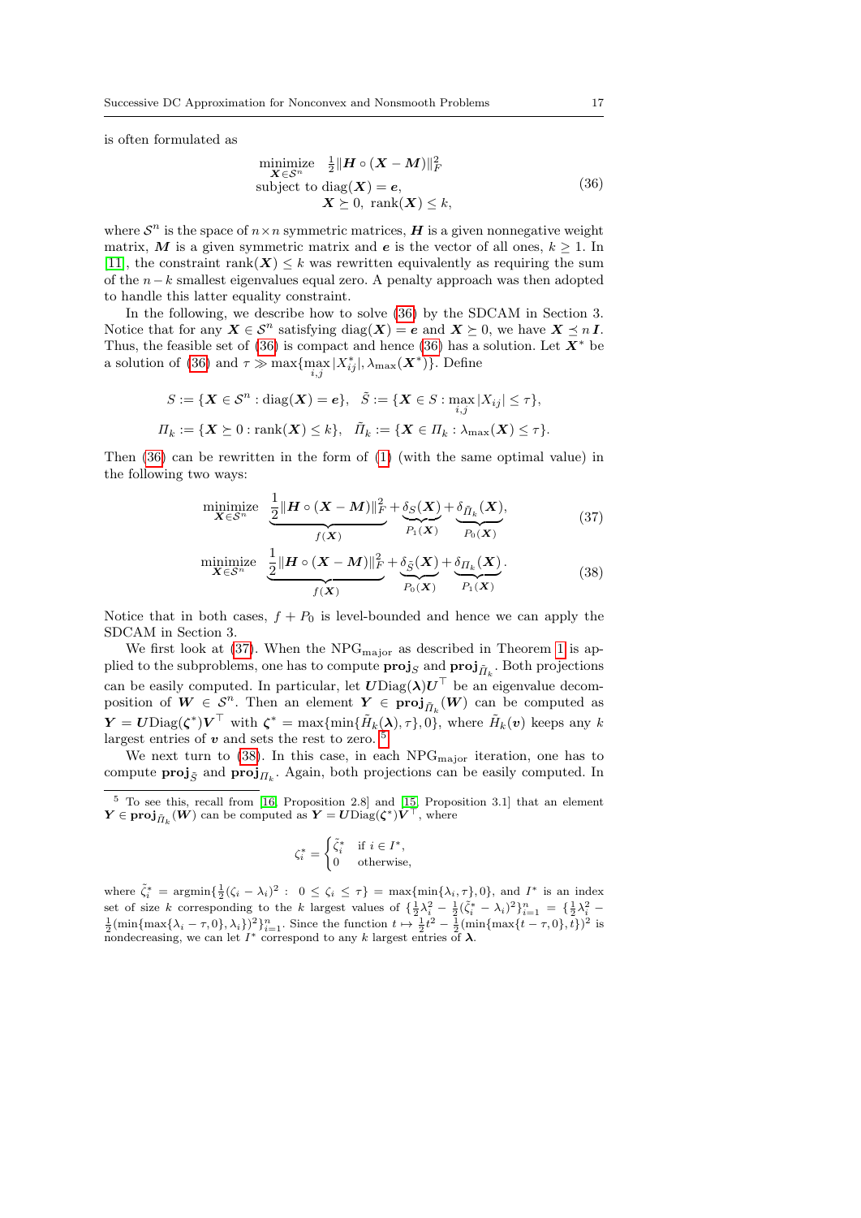is often formulated as

$$
\begin{array}{ll}
\underset{\boldsymbol{X}\in\mathcal{S}^n}{\text{minimize}} & \frac{1}{2}\|\boldsymbol{H}\circ(\boldsymbol{X}-\boldsymbol{M})\|_F^2 \\
\text{subject to } \mathrm{diag}(\boldsymbol{X}) = \boldsymbol{e}, & \\
\qquad\qquad \boldsymbol{X}\succeq 0,\ \mathrm{rank}(\boldsymbol{X})\le k, &
\end{array}
\tag{36}
$$

where $\mathcal{S}^n$ is the space of $n\times n$ symmetric matrices, $\boldsymbol{H}$ is a given nonnegative weight matrix, $\boldsymbol{M}$ is a given symmetric matrix and $\boldsymbol{e}$ is the vector of all ones, $k\ge 1$. In [11], the constraint $\mathrm{rank}(\boldsymbol{X})\le k$ was rewritten equivalently as requiring the sum of the $n-k$ smallest eigenvalues equal zero. A penalty approach was then adopted to handle this latter equality constraint.

In the following, we describe how to solve (36) by the SDCAM in Section 3. Notice that for any $\boldsymbol{X}\in\mathcal{S}^n$ satisfying $\mathrm{diag}(\boldsymbol{X})=\boldsymbol{e}$ and $\boldsymbol{X}\succeq 0$, we have $\boldsymbol{X}\preceq n\boldsymbol{I}$. Thus, the feasible set of (36) is compact and hence (36) has a solution. Let $\boldsymbol{X}^*$ be a solution of (36) and $\tau \gg \max\{\max_{i,j}|X^*_{ij}|, \lambda_{\max}(\boldsymbol{X}^*)\}$. Define

$$
S := \{\boldsymbol{X}\in\mathcal{S}^n : \mathrm{diag}(\boldsymbol{X})=\boldsymbol{e}\},\quad \tilde{S} := \{\boldsymbol{X}\in S : \max_{i,j}|X_{ij}|\le\tau\},
$$

$$
\Pi_k := \{\boldsymbol{X}\succeq 0 : \mathrm{rank}(\boldsymbol{X})\le k\},\quad \tilde{\Pi}_k := \{\boldsymbol{X}\in\Pi_k : \lambda_{\max}(\boldsymbol{X})\le\tau\}.
$$

Then (36) can be rewritten in the form of (1) (with the same optimal value) in the following two ways:

$$
\underset{\boldsymbol{X}\in\mathcal{S}^n}{\text{minimize}}\ \ \underbrace{\frac{1}{2}\|\boldsymbol{H}\circ(\boldsymbol{X}-\boldsymbol{M})\|_F^2}_{f(\boldsymbol{X})} + \underbrace{\delta_S(\boldsymbol{X})}_{P_1(\boldsymbol{X})} + \underbrace{\delta_{\tilde{\Pi}_k}(\boldsymbol{X})}_{P_0(\boldsymbol{X})},
\tag{37}
$$

$$
\underset{\boldsymbol{X}\in\mathcal{S}^n}{\text{minimize}}\ \ \underbrace{\frac{1}{2}\|\boldsymbol{H}\circ(\boldsymbol{X}-\boldsymbol{M})\|_F^2}_{f(\boldsymbol{X})} + \underbrace{\delta_{\tilde{S}}(\boldsymbol{X})}_{P_0(\boldsymbol{X})} + \underbrace{\delta_{\Pi_k}(\boldsymbol{X})}_{P_1(\boldsymbol{X})}.
\tag{38}
$$

Notice that in both cases, $f+P_0$ is level-bounded and hence we can apply the SDCAM in Section 3.

We first look at (37). When the $\mathrm{NPG}_{\mathrm{major}}$ as described in Theorem 1 is applied to the subproblems, one has to compute $\mathbf{proj}_S$ and $\mathbf{proj}_{\tilde{\Pi}_k}$. Both projections can be easily computed. In particular, let $\boldsymbol{U}\mathrm{Diag}(\boldsymbol{\lambda})\boldsymbol{U}^\top$ be an eigenvalue decomposition of $\boldsymbol{W}\in\mathcal{S}^n$. Then an element $\boldsymbol{Y}\in\mathbf{proj}_{\tilde{\Pi}_k}(\boldsymbol{W})$ can be computed as $\boldsymbol{Y}=\boldsymbol{U}\mathrm{Diag}(\boldsymbol{\zeta}^*)\boldsymbol{V}^\top$ with $\boldsymbol{\zeta}^*=\max\{\min\{\tilde{H}_k(\boldsymbol{\lambda}),\tau\},0\}$, where $\tilde{H}_k(\boldsymbol{v})$ keeps any $k$ largest entries of $\boldsymbol{v}$ and sets the rest to zero. [5]

We next turn to (38). In this case, in each $\mathrm{NPG}_{\mathrm{major}}$ iteration, one has to compute $\mathbf{proj}_{\tilde{S}}$ and $\mathbf{proj}_{\Pi_k}$. Again, both projections can be easily computed. In

---

[5] To see this, recall from [16, Proposition 2.8] and [15, Proposition 3.1] that an element $\boldsymbol{Y}\in\mathbf{proj}_{\tilde{\Pi}_k}(\boldsymbol{W})$ can be computed as $\boldsymbol{Y}=\boldsymbol{U}\mathrm{Diag}(\boldsymbol{\zeta}^*)\boldsymbol{V}^\top$, where

$$
\zeta_i^* = \begin{cases} \tilde{\zeta}_i^* & \text{if } i\in I^*, \\ 0 & \text{otherwise,} \end{cases}
$$

where $\tilde{\zeta}_i^* = \mathrm{argmin}\{\frac{1}{2}(\zeta_i-\lambda_i)^2 :\ 0\le\zeta_i\le\tau\} = \max\{\min\{\lambda_i,\tau\},0\}$, and $I^*$ is an index set of size $k$ corresponding to the $k$ largest values of $\{\frac{1}{2}\lambda_i^2-\frac{1}{2}(\tilde{\zeta}_i^*-\lambda_i)^2\}_{i=1}^n = \{\frac{1}{2}\lambda_i^2-\frac{1}{2}(\min\{\max\{\lambda_i-\tau,0\},\lambda_i\})^2\}_{i=1}^n$. Since the function $t\mapsto\frac{1}{2}t^2-\frac{1}{2}(\min\{\max\{t-\tau,0\},t\})^2$ is nondecreasing, we can let $I^*$ correspond to any $k$ largest entries of $\boldsymbol{\lambda}$.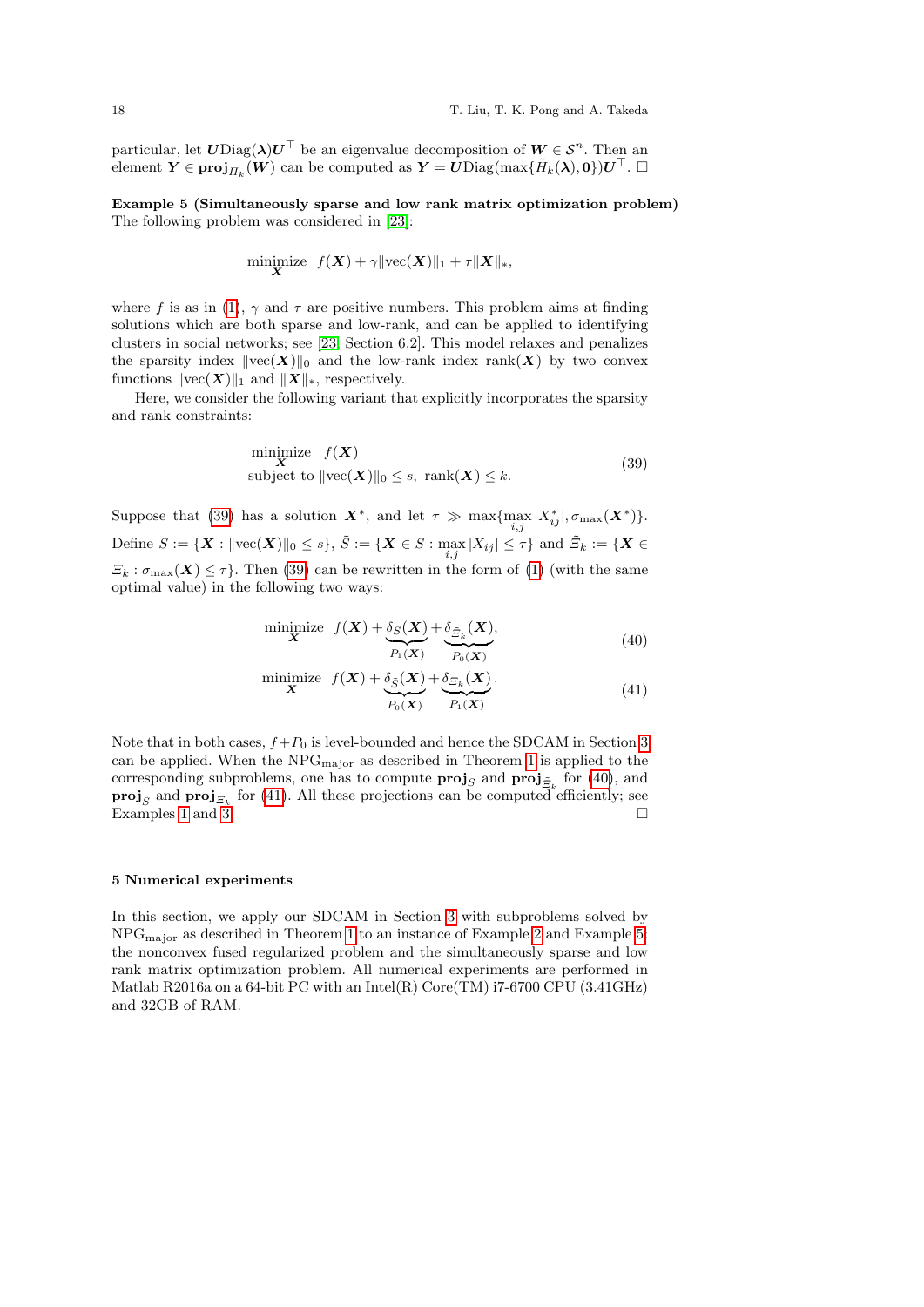particular, let $\boldsymbol{U}\mathrm{Diag}(\boldsymbol{\lambda})\boldsymbol{U}^\top$ be an eigenvalue decomposition of $\boldsymbol{W} \in \mathcal{S}^n$. Then an element $\boldsymbol{Y} \in \mathbf{proj}_{\Pi_k}(\boldsymbol{W})$ can be computed as $\boldsymbol{Y} = \boldsymbol{U}\mathrm{Diag}(\max\{\tilde{H}_k(\boldsymbol{\lambda}), \mathbf{0}\})\boldsymbol{U}^\top$. □

**Example 5 (Simultaneously sparse and low rank matrix optimization problem)** The following problem was considered in [23]:

$$\underset{\boldsymbol{X}}{\text{minimize}} \;\; f(\boldsymbol{X}) + \gamma\|\mathrm{vec}(\boldsymbol{X})\|_1 + \tau\|\boldsymbol{X}\|_*,$$

where $f$ is as in (1), $\gamma$ and $\tau$ are positive numbers. This problem aims at finding solutions which are both sparse and low-rank, and can be applied to identifying clusters in social networks; see [23, Section 6.2]. This model relaxes and penalizes the sparsity index $\|\mathrm{vec}(\boldsymbol{X})\|_0$ and the low-rank index $\mathrm{rank}(\boldsymbol{X})$ by two convex functions $\|\mathrm{vec}(\boldsymbol{X})\|_1$ and $\|\boldsymbol{X}\|_*$, respectively.

Here, we consider the following variant that explicitly incorporates the sparsity and rank constraints:

$$\begin{aligned} &\underset{\boldsymbol{X}}{\text{minimize}} \quad f(\boldsymbol{X}) \\ &\text{subject to } \|\mathrm{vec}(\boldsymbol{X})\|_0 \le s, \; \mathrm{rank}(\boldsymbol{X}) \le k. \end{aligned} \tag{39}$$

Suppose that (39) has a solution $\boldsymbol{X}^*$, and let $\tau \gg \max\{\max_{i,j}|X^*_{ij}|, \sigma_{\max}(\boldsymbol{X}^*)\}$. Define $S := \{\boldsymbol{X} : \|\mathrm{vec}(\boldsymbol{X})\|_0 \le s\}$, $\tilde{S} := \{\boldsymbol{X} \in S : \max_{i,j}|X_{ij}| \le \tau\}$ and $\tilde{\Xi}_k := \{\boldsymbol{X} \in \Xi_k : \sigma_{\max}(\boldsymbol{X}) \le \tau\}$. Then (39) can be rewritten in the form of (1) (with the same optimal value) in the following two ways:

$$\underset{\boldsymbol{X}}{\text{minimize}} \;\; f(\boldsymbol{X}) + \underbrace{\delta_S(\boldsymbol{X})}_{P_1(\boldsymbol{X})} + \underbrace{\delta_{\tilde{\Xi}_k}(\boldsymbol{X})}_{P_0(\boldsymbol{X})}, \tag{40}$$

$$\underset{\boldsymbol{X}}{\text{minimize}} \;\; f(\boldsymbol{X}) + \underbrace{\delta_{\tilde{S}}(\boldsymbol{X})}_{P_0(\boldsymbol{X})} + \underbrace{\delta_{\Xi_k}(\boldsymbol{X})}_{P_1(\boldsymbol{X})}. \tag{41}$$

Note that in both cases, $f + P_0$ is level-bounded and hence the SDCAM in Section 3 can be applied. When the NPG$_{\text{major}}$ as described in Theorem 1 is applied to the corresponding subproblems, one has to compute $\mathbf{proj}_S$ and $\mathbf{proj}_{\tilde{\Xi}_k}$ for (40), and $\mathbf{proj}_{\tilde{S}}$ and $\mathbf{proj}_{\Xi_k}$ for (41). All these projections can be computed efficiently; see Examples 1 and 3. □

## 5 Numerical experiments

In this section, we apply our SDCAM in Section 3 with subproblems solved by NPG$_{\text{major}}$ as described in Theorem 1 to an instance of Example 2 and Example 5: the nonconvex fused regularized problem and the simultaneously sparse and low rank matrix optimization problem. All numerical experiments are performed in Matlab R2016a on a 64-bit PC with an Intel(R) Core(TM) i7-6700 CPU (3.41GHz) and 32GB of RAM.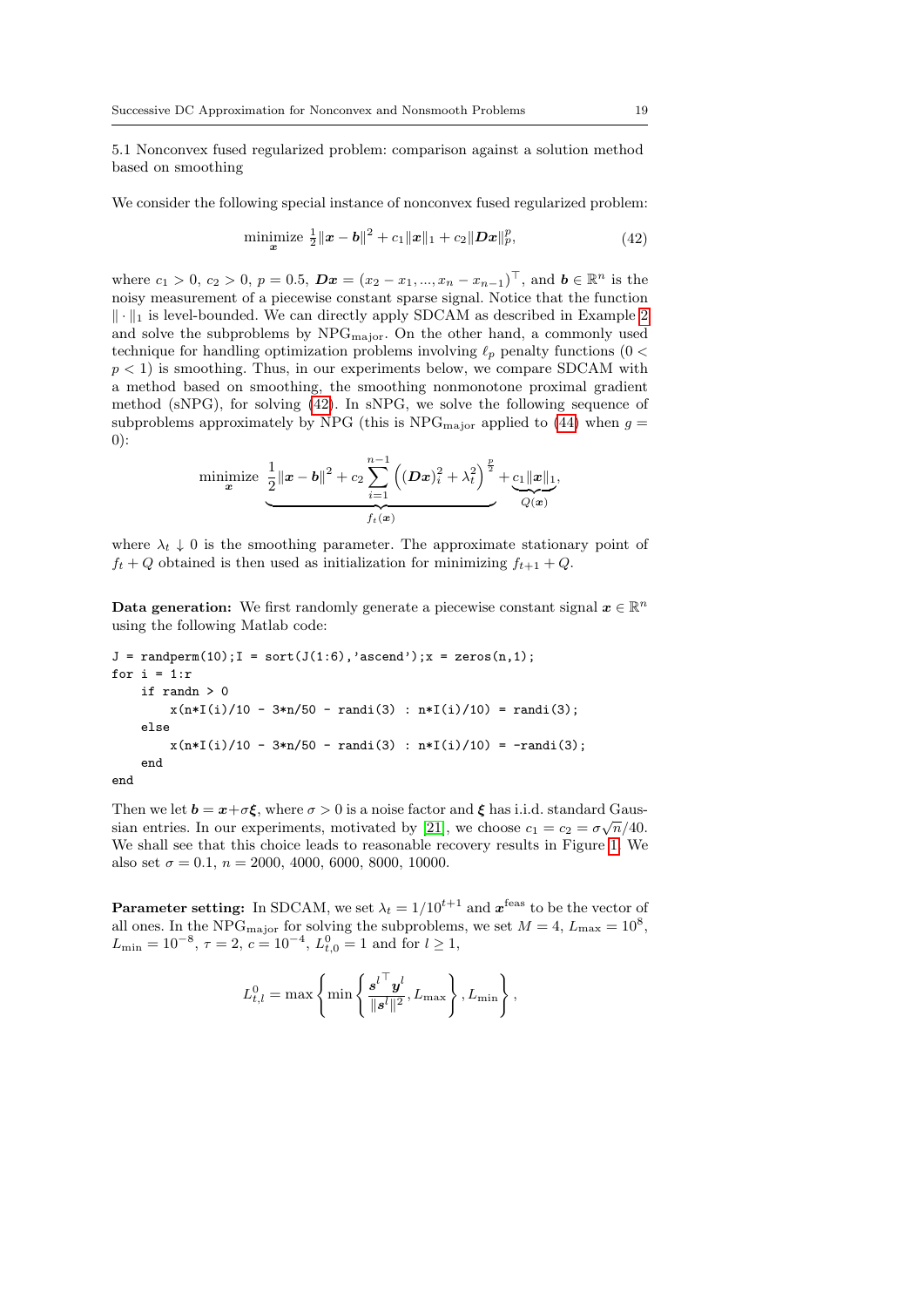### 5.1 Nonconvex fused regularized problem: comparison against a solution method based on smoothing

We consider the following special instance of nonconvex fused regularized problem:

$$\underset{\boldsymbol{x}}{\text{minimize}}\ \frac{1}{2}\|\boldsymbol{x}-\boldsymbol{b}\|^2 + c_1\|\boldsymbol{x}\|_1 + c_2\|\boldsymbol{D}\boldsymbol{x}\|_p^p, \tag{42}$$

where $c_1 > 0$, $c_2 > 0$, $p = 0.5$, $\boldsymbol{D}\boldsymbol{x} = (x_2 - x_1, ..., x_n - x_{n-1})^\top$, and $\boldsymbol{b} \in \mathbb{R}^n$ is the noisy measurement of a piecewise constant sparse signal. Notice that the function $\|\cdot\|_1$ is level-bounded. We can directly apply SDCAM as described in Example 2 and solve the subproblems by $\text{NPG}_{\text{major}}$. On the other hand, a commonly used technique for handling optimization problems involving $\ell_p$ penalty functions ($0 < p < 1$) is smoothing. Thus, in our experiments below, we compare SDCAM with a method based on smoothing, the smoothing nonmonotone proximal gradient method (sNPG), for solving (42). In sNPG, we solve the following sequence of subproblems approximately by NPG (this is $\text{NPG}_{\text{major}}$ applied to (44) when $g = 0$):

$$\underset{\boldsymbol{x}}{\text{minimize}}\ \underbrace{\frac{1}{2}\|\boldsymbol{x}-\boldsymbol{b}\|^2 + c_2\sum_{i=1}^{n-1}\left((\boldsymbol{D}\boldsymbol{x})_i^2 + \lambda_t^2\right)^{\frac{p}{2}}}_{f_t(\boldsymbol{x})} + \underbrace{c_1\|\boldsymbol{x}\|_1}_{Q(\boldsymbol{x})},$$

where $\lambda_t \downarrow 0$ is the smoothing parameter. The approximate stationary point of $f_t + Q$ obtained is then used as initialization for minimizing $f_{t+1} + Q$.

**Data generation:** We first randomly generate a piecewise constant signal $\boldsymbol{x} \in \mathbb{R}^n$ using the following Matlab code:

```
J = randperm(10);I = sort(J(1:6),'ascend');x = zeros(n,1);
for i = 1:r
    if randn > 0
        x(n*I(i)/10 - 3*n/50 - randi(3) : n*I(i)/10) = randi(3);
    else
        x(n*I(i)/10 - 3*n/50 - randi(3) : n*I(i)/10) = -randi(3);
    end
end
```

Then we let $\boldsymbol{b} = \boldsymbol{x} + \sigma\boldsymbol{\xi}$, where $\sigma > 0$ is a noise factor and $\boldsymbol{\xi}$ has i.i.d. standard Gaussian entries. In our experiments, motivated by [21], we choose $c_1 = c_2 = \sigma\sqrt{n}/40$. We shall see that this choice leads to reasonable recovery results in Figure 1. We also set $\sigma = 0.1$, $n = 2000$, $4000$, $6000$, $8000$, $10000$.

**Parameter setting:** In SDCAM, we set $\lambda_t = 1/10^{t+1}$ and $\boldsymbol{x}^{\text{feas}}$ to be the vector of all ones. In the $\text{NPG}_{\text{major}}$ for solving the subproblems, we set $M = 4$, $L_{\max} = 10^8$, $L_{\min} = 10^{-8}$, $\tau = 2$, $c = 10^{-4}$, $L_{t,0}^0 = 1$ and for $l \geq 1$,

$$L_{t,l}^0 = \max\left\{\min\left\{\frac{{\boldsymbol{s}^l}^\top \boldsymbol{y}^l}{\|\boldsymbol{s}^l\|^2}, L_{\max}\right\}, L_{\min}\right\},$$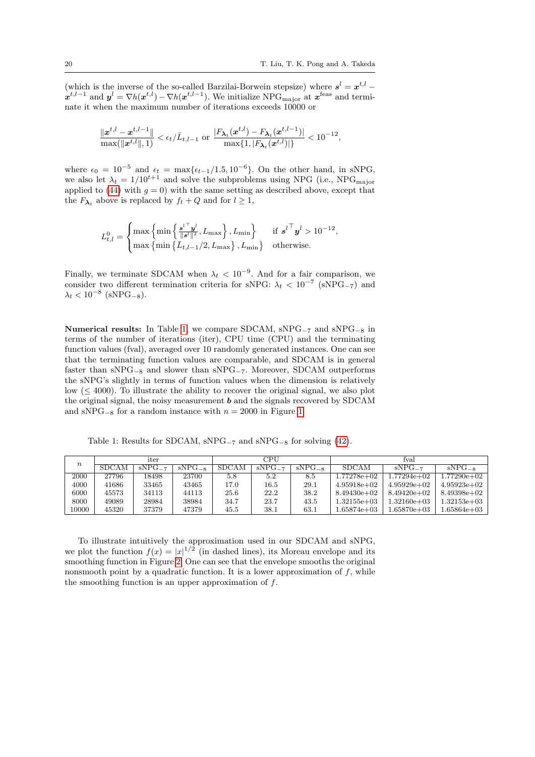(which is the inverse of the so-called Barzilai-Borwein stepsize) where $\boldsymbol{s}^l = \boldsymbol{x}^{t,l} - \boldsymbol{x}^{t,l-1}$ and $\boldsymbol{y}^l = \nabla h(\boldsymbol{x}^{t,l}) - \nabla h(\boldsymbol{x}^{t,l-1})$. We initialize $\mathrm{NPG}_{\mathrm{major}}$ at $\boldsymbol{x}^{\mathrm{feas}}$ and terminate it when the maximum number of iterations exceeds 10000 or

$$
\frac{\|\boldsymbol{x}^{t,l} - \boldsymbol{x}^{t,l-1}\|}{\max(\|\boldsymbol{x}^{t,l}\|, 1)} < \epsilon_t / \bar{L}_{t,l-1} \text{ or } \frac{|F_{\boldsymbol{\lambda}_t}(\boldsymbol{x}^{t,l}) - F_{\boldsymbol{\lambda}_t}(\boldsymbol{x}^{t,l-1})|}{\max\{1, |F_{\boldsymbol{\lambda}_t}(\boldsymbol{x}^{t,l})|\}} < 10^{-12},
$$

where $\epsilon_0 = 10^{-5}$ and $\epsilon_t = \max\{\epsilon_{t-1}/1.5, 10^{-6}\}$. On the other hand, in sNPG, we also let $\lambda_t = 1/10^{t+1}$ and solve the subproblems using NPG (i.e., $\mathrm{NPG}_{\mathrm{major}}$ applied to (44) with $g = 0$) with the same setting as described above, except that the $F_{\boldsymbol{\lambda}_t}$ above is replaced by $f_t + Q$ and for $l \geq 1$,

$$
L_{t,l}^0 = \begin{cases} \max\left\{\min\left\{\frac{{\boldsymbol{s}^l}^\top \boldsymbol{y}^l}{\|\boldsymbol{s}^l\|^2}, L_{\max}\right\}, L_{\min}\right\} & \text{if } {\boldsymbol{s}^l}^\top \boldsymbol{y}^l > 10^{-12}, \\ \max\left\{\min\left\{\bar{L}_{t,l-1}/2, L_{\max}\right\}, L_{\min}\right\} & \text{otherwise.} \end{cases}
$$

Finally, we terminate SDCAM when $\lambda_t < 10^{-9}$. And for a fair comparison, we consider two different termination criteria for sNPG: $\lambda_t < 10^{-7}$ ($\mathrm{sNPG}_{-7}$) and $\lambda_t < 10^{-8}$ ($\mathrm{sNPG}_{-8}$).

**Numerical results:** In Table 1, we compare SDCAM, $\mathrm{sNPG}_{-7}$ and $\mathrm{sNPG}_{-8}$ in terms of the number of iterations (iter), CPU time (CPU) and the terminating function values (fval), averaged over 10 randomly generated instances. One can see that the terminating function values are comparable, and SDCAM is in general faster than $\mathrm{sNPG}_{-8}$ and slower than $\mathrm{sNPG}_{-7}$. Moreover, SDCAM outperforms the sNPG's slightly in terms of function values when the dimension is relatively low ($\leq 4000$). To illustrate the ability to recover the original signal, we also plot the original signal, the noisy measurement $\boldsymbol{b}$ and the signals recovered by SDCAM and $\mathrm{sNPG}_{-8}$ for a random instance with $n = 2000$ in Figure 1.

Table 1: Results for SDCAM, $\mathrm{sNPG}_{-7}$ and $\mathrm{sNPG}_{-8}$ for solving (42).

| $n$ | iter | | | CPU | | | fval | | |
|---|---|---|---|---|---|---|---|---|---|
| | SDCAM | $\mathrm{sNPG}_{-7}$ | $\mathrm{sNPG}_{-8}$ | SDCAM | $\mathrm{sNPG}_{-7}$ | $\mathrm{sNPG}_{-8}$ | SDCAM | $\mathrm{sNPG}_{-7}$ | $\mathrm{sNPG}_{-8}$ |
| 2000 | 27796 | 18498 | 23700 | 5.8 | 5.2 | 8.5 | 1.77278e+02 | 1.77294e+02 | 1.77290e+02 |
| 4000 | 41686 | 33465 | 43465 | 17.0 | 16.5 | 29.1 | 4.95918e+02 | 4.95929e+02 | 4.95923e+02 |
| 6000 | 45573 | 34113 | 44113 | 25.6 | 22.2 | 38.2 | 8.49430e+02 | 8.49420e+02 | 8.49398e+02 |
| 8000 | 49089 | 28984 | 38984 | 34.7 | 23.7 | 43.5 | 1.32155e+03 | 1.32160e+03 | 1.32153e+03 |
| 10000 | 45320 | 37379 | 47379 | 45.5 | 38.1 | 63.1 | 1.65874e+03 | 1.65870e+03 | 1.65864e+03 |

To illustrate intuitively the approximation used in our SDCAM and sNPG, we plot the function $f(x) = |x|^{1/2}$ (in dashed lines), its Moreau envelope and its smoothing function in Figure 2. One can see that the envelope smooths the original nonsmooth point by a quadratic function. It is a lower approximation of $f$, while the smoothing function is an upper approximation of $f$.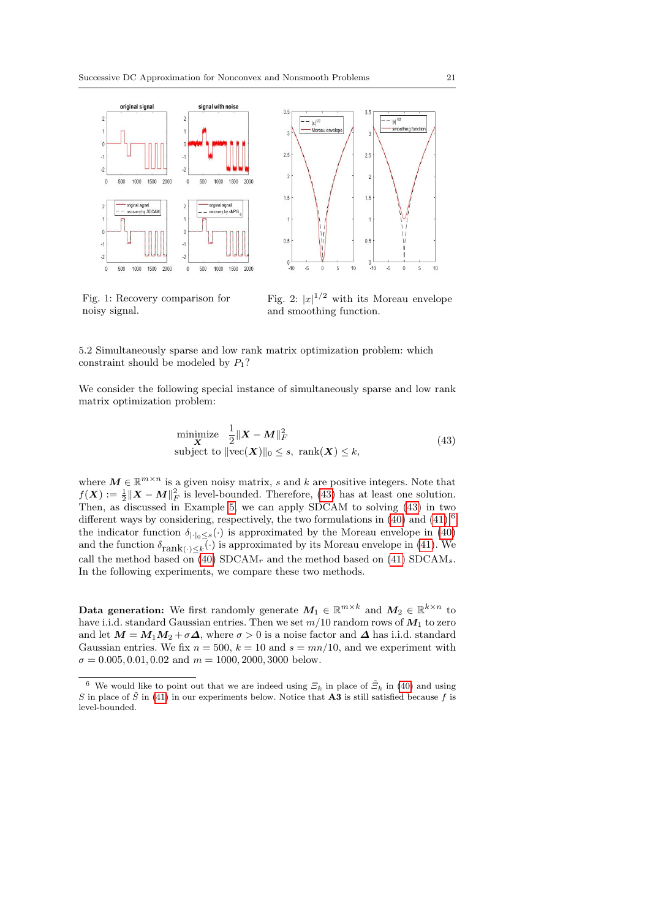Fig. 1: Recovery comparison for noisy signal.

Fig. 2: $|x|^{1/2}$ with its Moreau envelope and smoothing function.

### 5.2 Simultaneously sparse and low rank matrix optimization problem: which constraint should be modeled by $P_1$?

We consider the following special instance of simultaneously sparse and low rank matrix optimization problem:

$$
\begin{array}{ll}
\underset{\boldsymbol{X}}{\text{minimize}} & \frac{1}{2}\|\boldsymbol{X}-\boldsymbol{M}\|_F^2 \\
\text{subject to } & \|\text{vec}(\boldsymbol{X})\|_0 \leq s,\ \text{rank}(\boldsymbol{X}) \leq k,
\end{array} \tag{43}
$$

where $\boldsymbol{M} \in \mathbb{R}^{m\times n}$ is a given noisy matrix, $s$ and $k$ are positive integers. Note that $f(\boldsymbol{X}) := \frac{1}{2}\|\boldsymbol{X}-\boldsymbol{M}\|_F^2$ is level-bounded. Therefore, (43) has at least one solution. Then, as discussed in Example 5, we can apply SDCAM to solving (43) in two different ways by considering, respectively, the two formulations in (40) and (41):[6] the indicator function $\delta_{\|\cdot\|_0\leq s}(\cdot)$ is approximated by the Moreau envelope in (40) and the function $\delta_{\text{rank}(\cdot)\leq k}(\cdot)$ is approximated by its Moreau envelope in (41). We call the method based on (40) SDCAM$_r$ and the method based on (41) SDCAM$_s$. In the following experiments, we compare these two methods.

**Data generation:** We first randomly generate $\boldsymbol{M}_1 \in \mathbb{R}^{m\times k}$ and $\boldsymbol{M}_2 \in \mathbb{R}^{k\times n}$ to have i.i.d. standard Gaussian entries. Then we set $m/10$ random rows of $\boldsymbol{M}_1$ to zero and let $\boldsymbol{M} = \boldsymbol{M}_1\boldsymbol{M}_2 + \sigma\boldsymbol{\Delta}$, where $\sigma > 0$ is a noise factor and $\boldsymbol{\Delta}$ has i.i.d. standard Gaussian entries. We fix $n = 500$, $k = 10$ and $s = mn/10$, and we experiment with $\sigma = 0.005, 0.01, 0.02$ and $m = 1000, 2000, 3000$ below.

---

[6] We would like to point out that we are indeed using $\Xi_k$ in place of $\tilde{\Xi}_k$ in (40) and using $S$ in place of $\tilde{S}$ in (41) in our experiments below. Notice that **A3** is still satisfied because $f$ is level-bounded.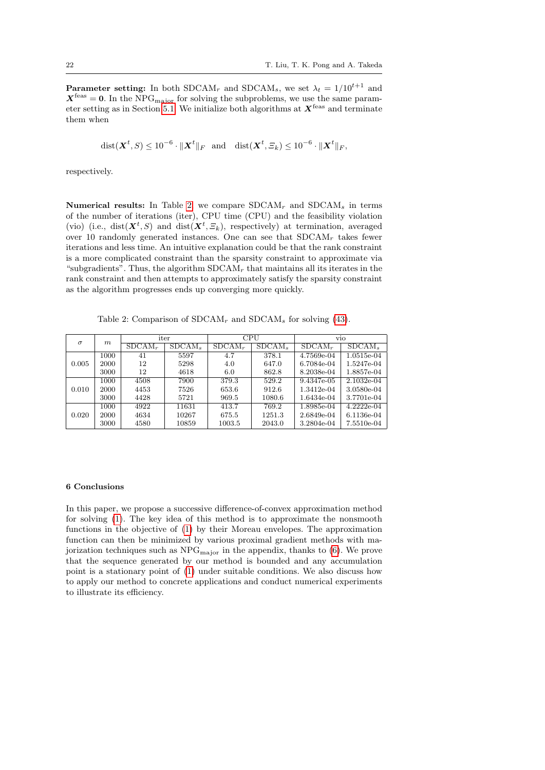**Parameter setting:** In both SDCAM$_r$ and SDCAM$_s$, we set $\lambda_t = 1/10^{t+1}$ and $\boldsymbol{X}^{\text{feas}} = \boldsymbol{0}$. In the NPG$_{\text{major}}$ for solving the subproblems, we use the same parameter setting as in Section 5.1. We initialize both algorithms at $\boldsymbol{X}^{\text{feas}}$ and terminate them when

$$\text{dist}(\boldsymbol{X}^t, S) \leq 10^{-6} \cdot \|\boldsymbol{X}^t\|_F \quad \text{and} \quad \text{dist}(\boldsymbol{X}^t, \Xi_k) \leq 10^{-6} \cdot \|\boldsymbol{X}^t\|_F,$$

respectively.

**Numerical results:** In Table 2, we compare SDCAM$_r$ and SDCAM$_s$ in terms of the number of iterations (iter), CPU time (CPU) and the feasibility violation (vio) (i.e., $\text{dist}(\boldsymbol{X}^t, S)$ and $\text{dist}(\boldsymbol{X}^t, \Xi_k)$, respectively) at termination, averaged over 10 randomly generated instances. One can see that SDCAM$_r$ takes fewer iterations and less time. An intuitive explanation could be that the rank constraint is a more complicated constraint than the sparsity constraint to approximate via "subgradients". Thus, the algorithm SDCAM$_r$ that maintains all its iterates in the rank constraint and then attempts to approximately satisfy the sparsity constraint as the algorithm progresses ends up converging more quickly.

Table 2: Comparison of SDCAM$_r$ and SDCAM$_s$ for solving (43).

| $\sigma$ | $m$ | iter | | CPU | | vio | |
|---|---|---|---|---|---|---|---|
| | | SDCAM$_r$ | SDCAM$_s$ | SDCAM$_r$ | SDCAM$_s$ | SDCAM$_r$ | SDCAM$_s$ |
| 0.005 | 1000 | 41 | 5597 | 4.7 | 378.1 | 4.7569e-04 | 1.0515e-04 |
| | 2000 | 12 | 5298 | 4.0 | 647.0 | 6.7084e-04 | 1.5247e-04 |
| | 3000 | 12 | 4618 | 6.0 | 862.8 | 8.2038e-04 | 1.8857e-04 |
| 0.010 | 1000 | 4508 | 7900 | 379.3 | 529.2 | 9.4347e-05 | 2.1032e-04 |
| | 2000 | 4453 | 7526 | 653.6 | 912.6 | 1.3412e-04 | 3.0580e-04 |
| | 3000 | 4428 | 5721 | 969.5 | 1080.6 | 1.6434e-04 | 3.7701e-04 |
| 0.020 | 1000 | 4922 | 11631 | 413.7 | 769.2 | 1.8985e-04 | 4.2222e-04 |
| | 2000 | 4634 | 10267 | 675.5 | 1251.3 | 2.6849e-04 | 6.1136e-04 |
| | 3000 | 4580 | 10859 | 1003.5 | 2043.0 | 3.2804e-04 | 7.5510e-04 |

## 6 Conclusions

In this paper, we propose a successive difference-of-convex approximation method for solving (1). The key idea of this method is to approximate the nonsmooth functions in the objective of (1) by their Moreau envelopes. The approximation function can then be minimized by various proximal gradient methods with majorization techniques such as NPG$_{\text{major}}$ in the appendix, thanks to (6). We prove that the sequence generated by our method is bounded and any accumulation point is a stationary point of (1) under suitable conditions. We also discuss how to apply our method to concrete applications and conduct numerical experiments to illustrate its efficiency.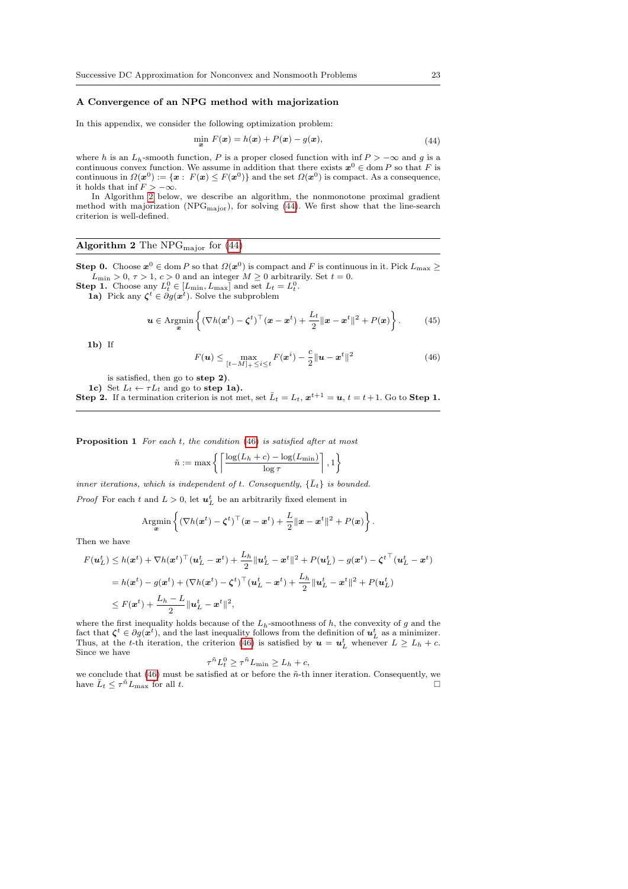## A Convergence of an NPG method with majorization

In this appendix, we consider the following optimization problem:

$$\min_{\boldsymbol{x}} \; F(\boldsymbol{x}) = h(\boldsymbol{x}) + P(\boldsymbol{x}) - g(\boldsymbol{x}), \tag{44}$$

where $h$ is an $L_h$-smooth function, $P$ is a proper closed function with $\inf P > -\infty$ and $g$ is a continuous convex function. We assume in addition that there exists $\boldsymbol{x}^0 \in \operatorname{dom} P$ so that $F$ is continuous in $\Omega(\boldsymbol{x}^0) := \{\boldsymbol{x} : \; F(\boldsymbol{x}) \le F(\boldsymbol{x}^0)\}$ and the set $\Omega(\boldsymbol{x}^0)$ is compact. As a consequence, it holds that $\inf F > -\infty$.

In Algorithm 2 below, we describe an algorithm, the nonmonotone proximal gradient method with majorization ($\mathrm{NPG}_{\mathrm{major}}$), for solving (44). We first show that the line-search criterion is well-defined.

---

**Algorithm 2** The $\mathrm{NPG}_{\mathrm{major}}$ for (44)

---

**Step 0.** Choose $\boldsymbol{x}^0 \in \operatorname{dom} P$ so that $\Omega(\boldsymbol{x}^0)$ is compact and $F$ is continuous in it. Pick $L_{\max} \ge L_{\min} > 0$, $\tau > 1$, $c > 0$ and an integer $M \ge 0$ arbitrarily. Set $t = 0$.

**Step 1.** Choose any $L_t^0 \in [L_{\min}, L_{\max}]$ and set $L_t = L_t^0$.

**1a)** Pick any $\boldsymbol{\zeta}^t \in \partial g(\boldsymbol{x}^t)$. Solve the subproblem

$$\boldsymbol{u} \in \operatorname*{Argmin}_{\boldsymbol{x}} \left\{ (\nabla h(\boldsymbol{x}^t) - \boldsymbol{\zeta}^t)^\top (\boldsymbol{x} - \boldsymbol{x}^t) + \frac{L_t}{2}\|\boldsymbol{x} - \boldsymbol{x}^t\|^2 + P(\boldsymbol{x}) \right\}. \tag{45}$$

**1b)** If

$$F(\boldsymbol{u}) \le \max_{[t-M]_+ \le i \le t} F(\boldsymbol{x}^i) - \frac{c}{2}\|\boldsymbol{u} - \boldsymbol{x}^t\|^2 \tag{46}$$

is satisfied, then go to **step 2)**.

**1c)** Set $L_t \leftarrow \tau L_t$ and go to **step 1a).**

**Step 2.** If a termination criterion is not met, set $\bar{L}_t = L_t$, $\boldsymbol{x}^{t+1} = \boldsymbol{u}$, $t = t+1$. Go to **Step 1.**

---

**Proposition 1** *For each $t$, the condition (46) is satisfied after at most*

$$\tilde{n} := \max\left\{ \left\lceil \frac{\log(L_h + c) - \log(L_{\min})}{\log \tau} \right\rceil, 1 \right\}$$

*inner iterations, which is independent of $t$. Consequently, $\{\bar{L}_t\}$ is bounded.*

*Proof* For each $t$ and $L > 0$, let $\boldsymbol{u}_L^t$ be an arbitrarily fixed element in

$$\operatorname*{Argmin}_{\boldsymbol{x}} \left\{ (\nabla h(\boldsymbol{x}^t) - \boldsymbol{\zeta}^t)^\top (\boldsymbol{x} - \boldsymbol{x}^t) + \frac{L}{2}\|\boldsymbol{x} - \boldsymbol{x}^t\|^2 + P(\boldsymbol{x}) \right\}.$$

Then we have

$$\begin{aligned}
F(\boldsymbol{u}_L^t) &\le h(\boldsymbol{x}^t) + \nabla h(\boldsymbol{x}^t)^\top (\boldsymbol{u}_L^t - \boldsymbol{x}^t) + \frac{L_h}{2}\|\boldsymbol{u}_L^t - \boldsymbol{x}^t\|^2 + P(\boldsymbol{u}_L^t) - g(\boldsymbol{x}^t) - {\boldsymbol{\zeta}^t}^\top (\boldsymbol{u}_L^t - \boldsymbol{x}^t) \\
&= h(\boldsymbol{x}^t) - g(\boldsymbol{x}^t) + (\nabla h(\boldsymbol{x}^t) - \boldsymbol{\zeta}^t)^\top (\boldsymbol{u}_L^t - \boldsymbol{x}^t) + \frac{L_h}{2}\|\boldsymbol{u}_L^t - \boldsymbol{x}^t\|^2 + P(\boldsymbol{u}_L^t) \\
&\le F(\boldsymbol{x}^t) + \frac{L_h - L}{2}\|\boldsymbol{u}_L^t - \boldsymbol{x}^t\|^2,
\end{aligned}$$

where the first inequality holds because of the $L_h$-smoothness of $h$, the convexity of $g$ and the fact that $\boldsymbol{\zeta}^t \in \partial g(\boldsymbol{x}^t)$, and the last inequality follows from the definition of $\boldsymbol{u}_L^t$ as a minimizer. Thus, at the $t$-th iteration, the criterion (46) is satisfied by $\boldsymbol{u} = \boldsymbol{u}_L^t$ whenever $L \ge L_h + c$. Since we have

$$\tau^{\tilde{n}} L_t^0 \ge \tau^{\tilde{n}} L_{\min} \ge L_h + c,$$

we conclude that (46) must be satisfied at or before the $\tilde{n}$-th inner iteration. Consequently, we have $\bar{L}_t \le \tau^{\tilde{n}} L_{\max}$ for all $t$. $\square$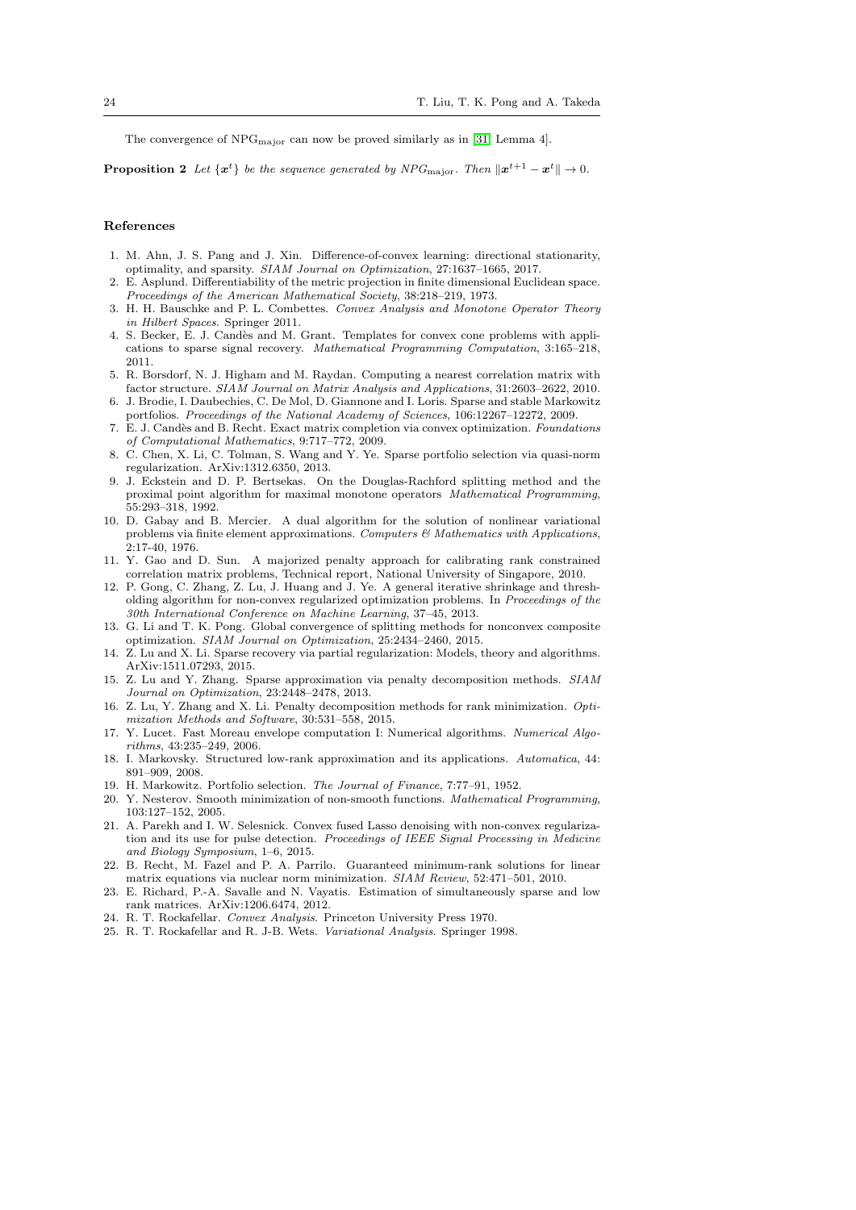The convergence of $\text{NPG}_{\text{major}}$ can now be proved similarly as in [31, Lemma 4].

**Proposition 2** *Let $\{\boldsymbol{x}^t\}$ be the sequence generated by $NPG_{\text{major}}$. Then $\|\boldsymbol{x}^{t+1} - \boldsymbol{x}^t\| \to 0$.*

## References

1. M. Ahn, J. S. Pang and J. Xin. Difference-of-convex learning: directional stationarity, optimality, and sparsity. *SIAM Journal on Optimization*, 27:1637–1665, 2017.
2. E. Asplund. Differentiability of the metric projection in finite dimensional Euclidean space. *Proceedings of the American Mathematical Society*, 38:218–219, 1973.
3. H. H. Bauschke and P. L. Combettes. *Convex Analysis and Monotone Operator Theory in Hilbert Spaces*. Springer 2011.
4. S. Becker, E. J. Candès and M. Grant. Templates for convex cone problems with applications to sparse signal recovery. *Mathematical Programming Computation*, 3:165–218, 2011.
5. R. Borsdorf, N. J. Higham and M. Raydan. Computing a nearest correlation matrix with factor structure. *SIAM Journal on Matrix Analysis and Applications*, 31:2603–2622, 2010.
6. J. Brodie, I. Daubechies, C. De Mol, D. Giannone and I. Loris. Sparse and stable Markowitz portfolios. *Proceedings of the National Academy of Sciences*, 106:12267–12272, 2009.
7. E. J. Candès and B. Recht. Exact matrix completion via convex optimization. *Foundations of Computational Mathematics*, 9:717–772, 2009.
8. C. Chen, X. Li, C. Tolman, S. Wang and Y. Ye. Sparse portfolio selection via quasi-norm regularization. ArXiv:1312.6350, 2013.
9. J. Eckstein and D. P. Bertsekas. On the Douglas-Rachford splitting method and the proximal point algorithm for maximal monotone operators *Mathematical Programming*, 55:293–318, 1992.
10. D. Gabay and B. Mercier. A dual algorithm for the solution of nonlinear variational problems via finite element approximations. *Computers & Mathematics with Applications*, 2:17-40, 1976.
11. Y. Gao and D. Sun. A majorized penalty approach for calibrating rank constrained correlation matrix problems, Technical report, National University of Singapore, 2010.
12. P. Gong, C. Zhang, Z. Lu, J. Huang and J. Ye. A general iterative shrinkage and thresholding algorithm for non-convex regularized optimization problems. In *Proceedings of the 30th International Conference on Machine Learning*, 37–45, 2013.
13. G. Li and T. K. Pong. Global convergence of splitting methods for nonconvex composite optimization. *SIAM Journal on Optimization*, 25:2434–2460, 2015.
14. Z. Lu and X. Li. Sparse recovery via partial regularization: Models, theory and algorithms. ArXiv:1511.07293, 2015.
15. Z. Lu and Y. Zhang. Sparse approximation via penalty decomposition methods. *SIAM Journal on Optimization*, 23:2448–2478, 2013.
16. Z. Lu, Y. Zhang and X. Li. Penalty decomposition methods for rank minimization. *Optimization Methods and Software*, 30:531–558, 2015.
17. Y. Lucet. Fast Moreau envelope computation I: Numerical algorithms. *Numerical Algorithms*, 43:235–249, 2006.
18. I. Markovsky. Structured low-rank approximation and its applications. *Automatica*, 44: 891–909, 2008.
19. H. Markowitz. Portfolio selection. *The Journal of Finance*, 7:77–91, 1952.
20. Y. Nesterov. Smooth minimization of non-smooth functions. *Mathematical Programming*, 103:127–152, 2005.
21. A. Parekh and I. W. Selesnick. Convex fused Lasso denoising with non-convex regularization and its use for pulse detection. *Proceedings of IEEE Signal Processing in Medicine and Biology Symposium*, 1–6, 2015.
22. B. Recht, M. Fazel and P. A. Parrilo. Guaranteed minimum-rank solutions for linear matrix equations via nuclear norm minimization. *SIAM Review*, 52:471–501, 2010.
23. E. Richard, P.-A. Savalle and N. Vayatis. Estimation of simultaneously sparse and low rank matrices. ArXiv:1206.6474, 2012.
24. R. T. Rockafellar. *Convex Analysis*. Princeton University Press 1970.
25. R. T. Rockafellar and R. J-B. Wets. *Variational Analysis*. Springer 1998.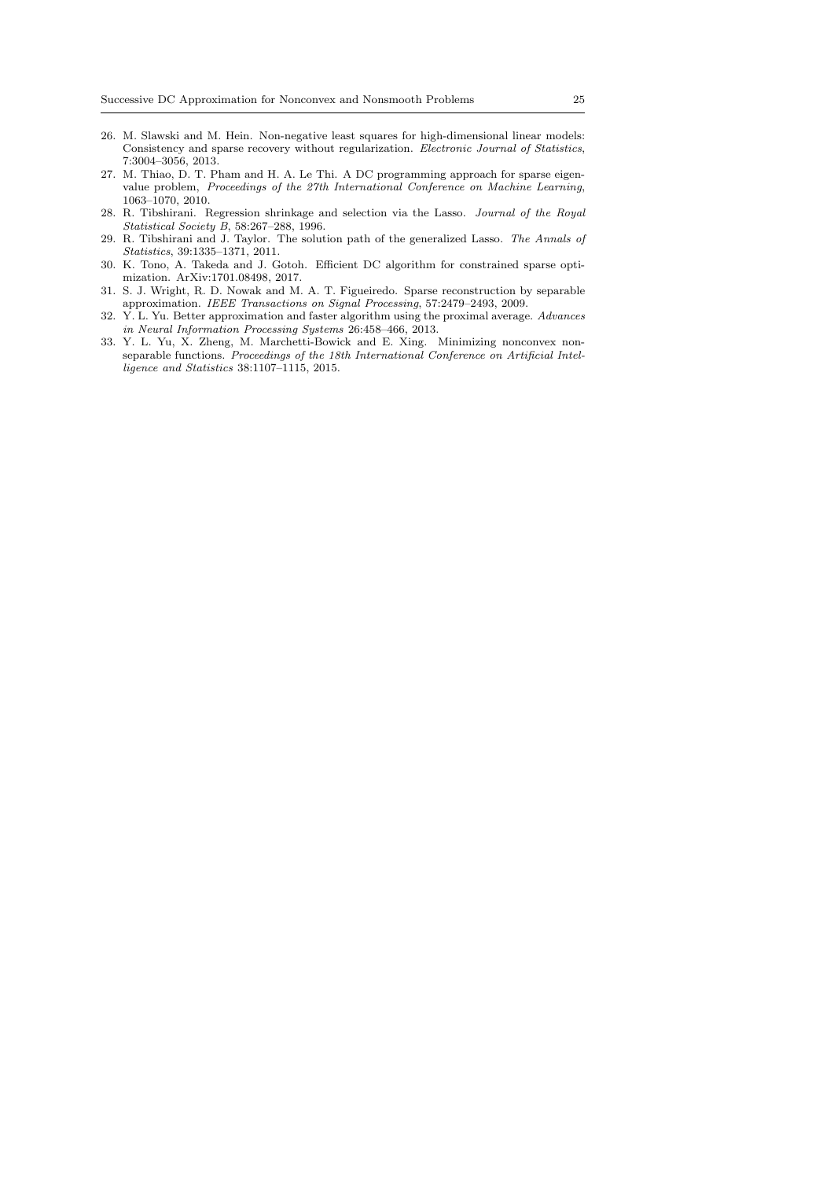26. M. Slawski and M. Hein. Non-negative least squares for high-dimensional linear models: Consistency and sparse recovery without regularization. *Electronic Journal of Statistics*, 7:3004–3056, 2013.
27. M. Thiao, D. T. Pham and H. A. Le Thi. A DC programming approach for sparse eigenvalue problem, *Proceedings of the 27th International Conference on Machine Learning*, 1063–1070, 2010.
28. R. Tibshirani. Regression shrinkage and selection via the Lasso. *Journal of the Royal Statistical Society B*, 58:267–288, 1996.
29. R. Tibshirani and J. Taylor. The solution path of the generalized Lasso. *The Annals of Statistics*, 39:1335–1371, 2011.
30. K. Tono, A. Takeda and J. Gotoh. Efficient DC algorithm for constrained sparse optimization. ArXiv:1701.08498, 2017.
31. S. J. Wright, R. D. Nowak and M. A. T. Figueiredo. Sparse reconstruction by separable approximation. *IEEE Transactions on Signal Processing*, 57:2479–2493, 2009.
32. Y. L. Yu. Better approximation and faster algorithm using the proximal average. *Advances in Neural Information Processing Systems* 26:458–466, 2013.
33. Y. L. Yu, X. Zheng, M. Marchetti-Bowick and E. Xing. Minimizing nonconvex non-separable functions. *Proceedings of the 18th International Conference on Artificial Intelligence and Statistics* 38:1107–1115, 2015.